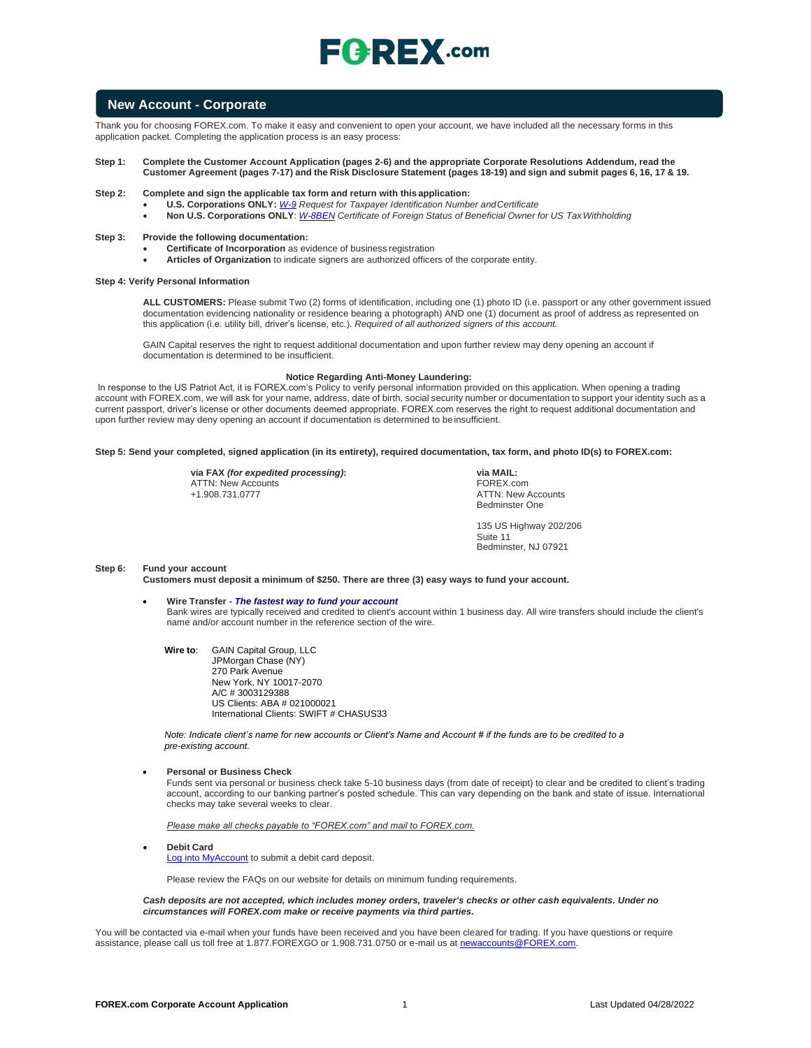# FOREX.com

## New Account - Corporate

Thank you for choosing FOREX.com. To make it easy and convenient to open your account, we have included all the necessary forms in this application packet. Completing the application process is an easy process:

**Step 1: Complete the Customer Account Application (pages 2-6) and the appropriate Corporate Resolutions Addendum, read the Customer Agreement (pages 7-17) and the Risk Disclosure Statement (pages 18-19) and sign and submit pages 6, 16, 17 & 19.**

**Step 2: Complete and sign the applicable tax form and return with this application:**

- **U.S. Corporations ONLY:** *W-9 Request for Taxpayer Identification Number and Certificate*
- **Non U.S. Corporations ONLY**: *W-8BEN Certificate of Foreign Status of Beneficial Owner for US Tax Withholding*

**Step 3: Provide the following documentation:**

- **Certificate of Incorporation** as evidence of business registration
- **Articles of Organization** to indicate signers are authorized officers of the corporate entity.

**Step 4: Verify Personal Information**

**ALL CUSTOMERS:** Please submit Two (2) forms of identification, including one (1) photo ID (i.e. passport or any other government issued documentation evidencing nationality or residence bearing a photograph) AND one (1) document as proof of address as represented on this application (i.e. utility bill, driver's license, etc.). *Required of all authorized signers of this account.*

GAIN Capital reserves the right to request additional documentation and upon further review may deny opening an account if documentation is determined to be insufficient.

**Notice Regarding Anti-Money Laundering:**

In response to the US Patriot Act, it is FOREX.com's Policy to verify personal information provided on this application. When opening a trading account with FOREX.com, we will ask for your name, address, date of birth, social security number or documentation to support your identity such as a current passport, driver's license or other documents deemed appropriate. FOREX.com reserves the right to request additional documentation and upon further review may deny opening an account if documentation is determined to be insufficient.

**Step 5: Send your completed, signed application (in its entirety), required documentation, tax form, and photo ID(s) to FOREX.com:**

**via FAX *(for expedited processing)*:**
ATTN: New Accounts
+1.908.731.0777

**via MAIL:**
FOREX.com
ATTN: New Accounts
Bedminster One

135 US Highway 202/206
Suite 11
Bedminster, NJ 07921

**Step 6: Fund your account**
**Customers must deposit a minimum of $250. There are three (3) easy ways to fund your account.**

- **Wire Transfer - *The fastest way to fund your account***
  Bank wires are typically received and credited to client's account within 1 business day. All wire transfers should include the client's name and/or account number in the reference section of the wire.

  **Wire to**: GAIN Capital Group, LLC
  JPMorgan Chase (NY)
  270 Park Avenue
  New York, NY 10017-2070
  A/C # 3003129388
  US Clients: ABA # 021000021
  International Clients: SWIFT # CHASUS33

  *Note: Indicate client's name for new accounts or Client's Name and Account # if the funds are to be credited to a pre-existing account.*

- **Personal or Business Check**
  Funds sent via personal or business check take 5-10 business days (from date of receipt) to clear and be credited to client's trading account, according to our banking partner's posted schedule. This can vary depending on the bank and state of issue. International checks may take several weeks to clear.

  *Please make all checks payable to "FOREX.com" and mail to FOREX.com.*

- **Debit Card**
  Log into MyAccount to submit a debit card deposit.

  Please review the FAQs on our website for details on minimum funding requirements.

***Cash deposits are not accepted, which includes money orders, traveler's checks or other cash equivalents. Under no circumstances will FOREX.com make or receive payments via third parties.***

You will be contacted via e-mail when your funds have been received and you have been cleared for trading. If you have questions or require assistance, please call us toll free at 1.877.FOREXGO or 1.908.731.0750 or e-mail us at newaccounts@FOREX.com.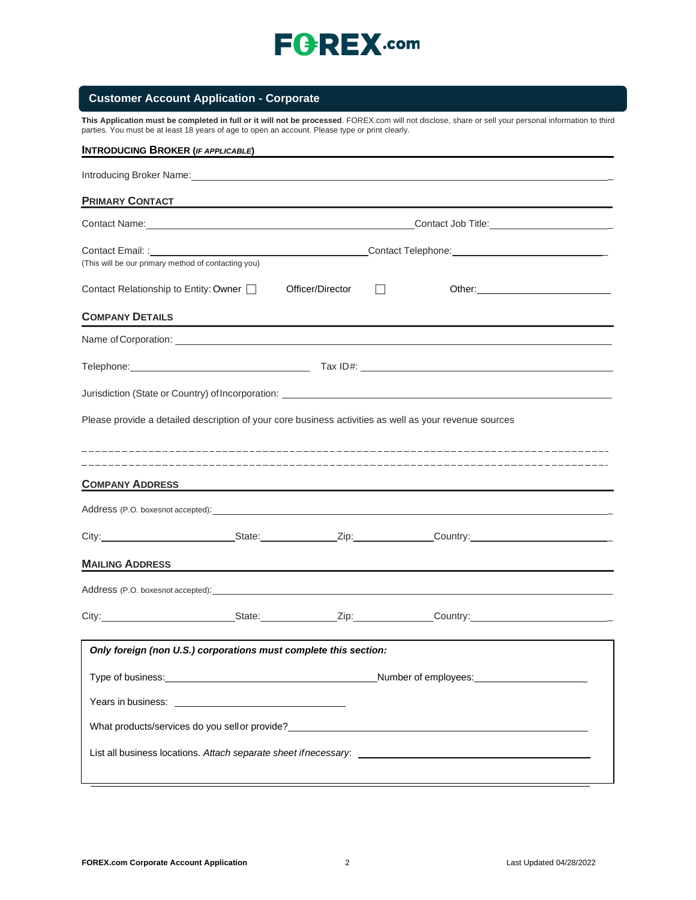FOREX.com

## Customer Account Application - Corporate

**This Application must be completed in full or it will not be processed**. FOREX.com will not disclose, share or sell your personal information to third parties. You must be at least 18 years of age to open an account. Please type or print clearly.

### INTRODUCING BROKER (*IF APPLICABLE*)

Introducing Broker Name: ______________________________

### PRIMARY CONTACT

Contact Name: ______________________________ Contact Job Title: ______________________________

Contact Email: : ______________________________ Contact Telephone: ______________________________
(This will be our primary method of contacting you)

Contact Relationship to Entity: Owner ☐ Officer/Director ☐ Other: ______________________________

### COMPANY DETAILS

Name of Corporation: ______________________________

Telephone: ______________________________ Tax ID#: ______________________________

Jurisdiction (State or Country) of Incorporation: ______________________________

Please provide a detailed description of your core business activities as well as your revenue sources

---

---

### COMPANY ADDRESS

Address (P.O. boxesnot accepted): ______________________________

City: ______________ State: ______________ Zip: ______________ Country: ______________

### MAILING ADDRESS

Address (P.O. boxesnot accepted): ______________________________

City: ______________ State: ______________ Zip: ______________ Country: ______________

***Only foreign (non U.S.) corporations must complete this section:***

Type of business: ______________________________ Number of employees: ______________

Years in business: ______________________________

What products/services do you sell or provide? ______________________________

List all business locations. *Attach separate sheet if necessary*: ______________________________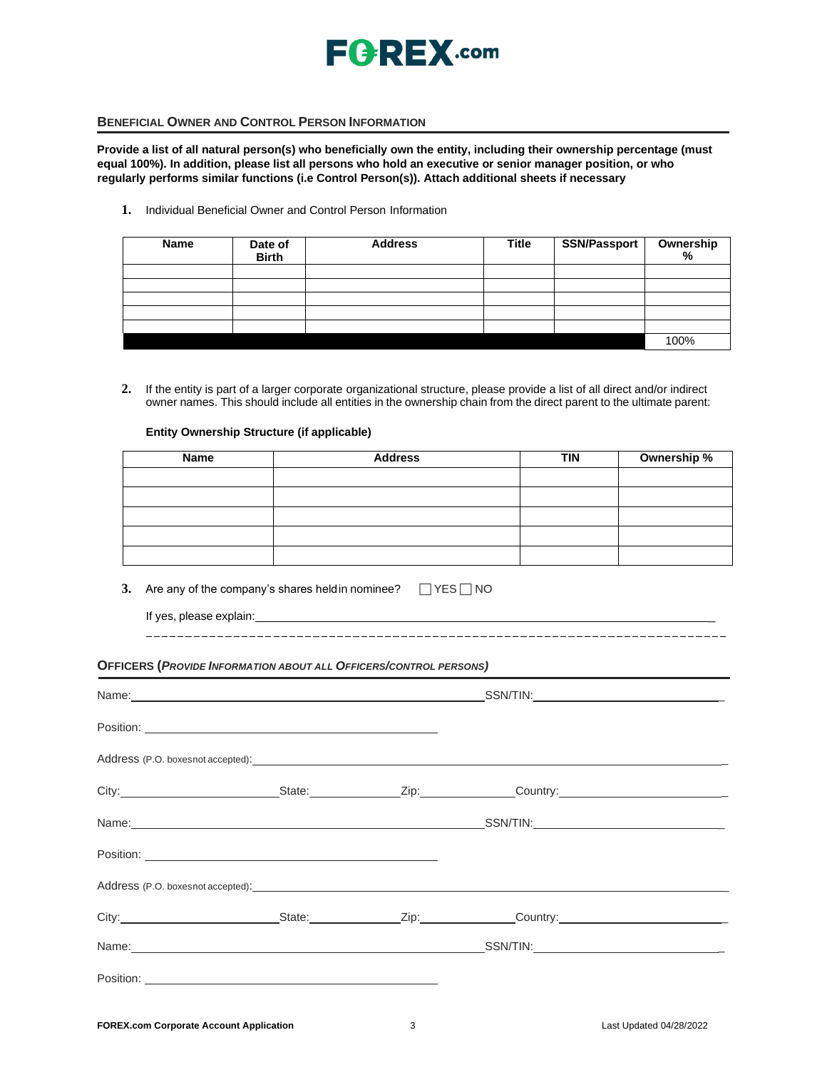## BENEFICIAL OWNER AND CONTROL PERSON INFORMATION

**Provide a list of all natural person(s) who beneficially own the entity, including their ownership percentage (must equal 100%). In addition, please list all persons who hold an executive or senior manager position, or who regularly performs similar functions (i.e Control Person(s)). Attach additional sheets if necessary**

1. Individual Beneficial Owner and Control Person Information

| Name | Date of Birth | Address | Title | SSN/Passport | Ownership % |
|---|---|---|---|---|---|
| | | | | | |
| | | | | | |
| | | | | | |
| | | | | | |
| | | | | | |
| | | | | | 100% |

2. If the entity is part of a larger corporate organizational structure, please provide a list of all direct and/or indirect owner names. This should include all entities in the ownership chain from the direct parent to the ultimate parent:

**Entity Ownership Structure (if applicable)**

| Name | Address | TIN | Ownership % |
|---|---|---|---|
| | | | |
| | | | |
| | | | |
| | | | |
| | | | |

3. Are any of the company's shares held in nominee? ☐ YES ☐ NO

If yes, please explain: ______________________________________________

## OFFICERS (*PROVIDE INFORMATION ABOUT ALL OFFICERS/CONTROL PERSONS*)

Name: ______________________________ SSN/TIN: ______________________________

Position: ______________________________

Address (P.O. boxes not accepted): ______________________________________________

City: ______________ State: ____________ Zip: ____________ Country: ______________

Name: ______________________________ SSN/TIN: ______________________________

Position: ______________________________

Address (P.O. boxes not accepted): ______________________________________________

City: ______________ State: ____________ Zip: ____________ Country: ______________

Name: ______________________________ SSN/TIN: ______________________________

Position: ______________________________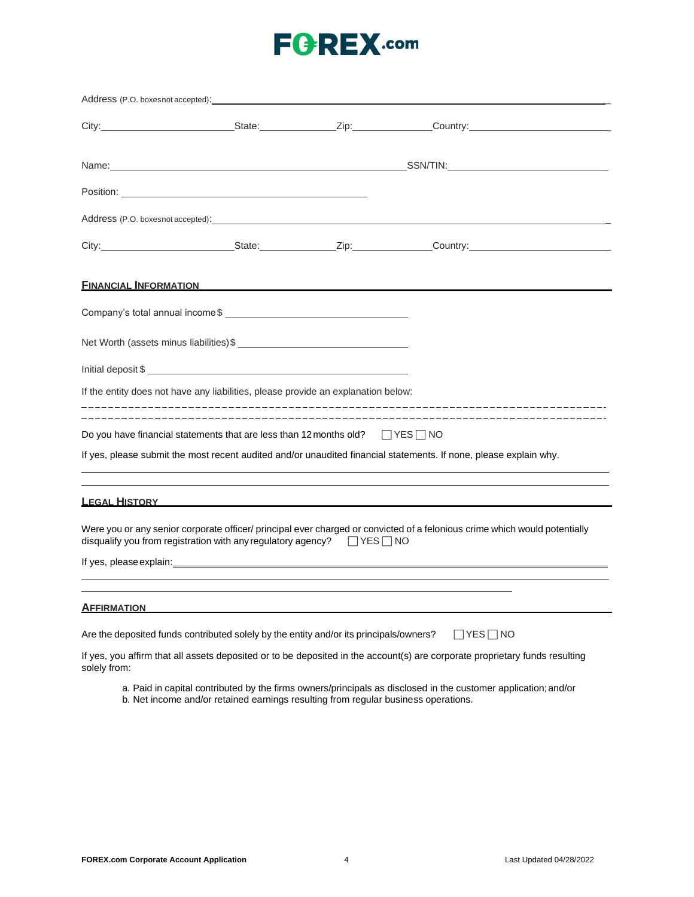Address (P.O. boxesnot accepted): ______________________________________________

City: ____________________ State: ____________ Zip: ____________ Country: ____________________

Name: ______________________________________________ SSN/TIN: ______________________

Position: ______________________________________

Address (P.O. boxesnot accepted): ______________________________________________

City: ____________________ State: ____________ Zip: ____________ Country: ____________________

## FINANCIAL INFORMATION

Company's total annual income $ ______________________________

Net Worth (assets minus liabilities) $ ______________________________

Initial deposit $ ______________________________

If the entity does not have any liabilities, please provide an explanation below:

- - - - - - - - - - - - - - - - - - - - - - - - - - - - - - - - - - - - - - - - - - - - - - - - - - - - - - - - - - - - - - - -

- - - - - - - - - - - - - - - - - - - - - - - - - - - - - - - - - - - - - - - - - - - - - - - - - - - - - - - - - - - - - - - -

Do you have financial statements that are less than 12 months old? ☐ YES ☐ NO

If yes, please submit the most recent audited and/or unaudited financial statements. If none, please explain why.

______________________________________________________________________________

______________________________________________________________________________

## LEGAL HISTORY

Were you or any senior corporate officer/ principal ever charged or convicted of a felonious crime which would potentially disqualify you from registration with any regulatory agency? ☐ YES ☐ NO

If yes, please explain: ______________________________________________________________

______________________________________________________________________________

______________________________________________________________________________

## AFFIRMATION

Are the deposited funds contributed solely by the entity and/or its principals/owners? ☐ YES ☐ NO

If yes, you affirm that all assets deposited or to be deposited in the account(s) are corporate proprietary funds resulting solely from:

a. Paid in capital contributed by the firms owners/principals as disclosed in the customer application; and/or
b. Net income and/or retained earnings resulting from regular business operations.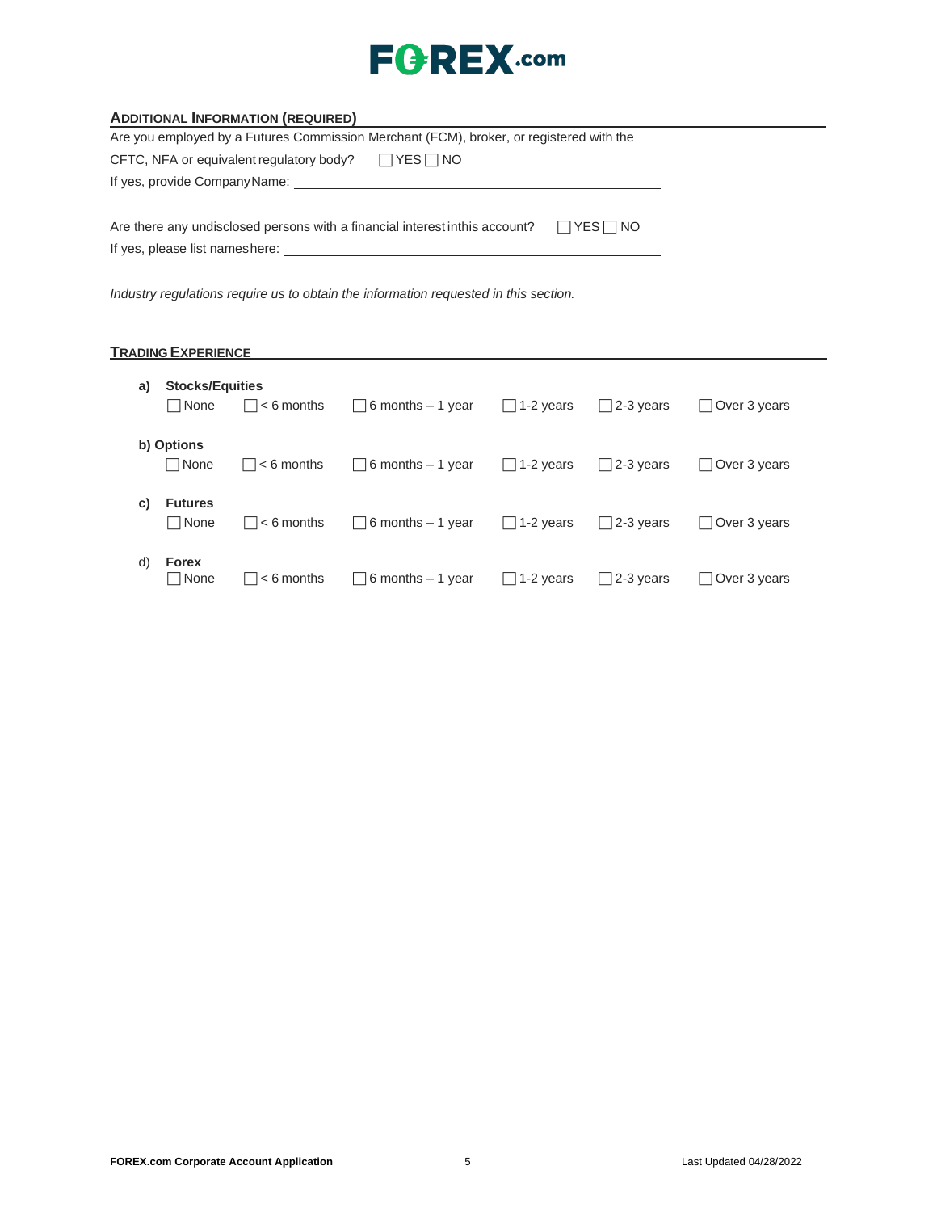## ADDITIONAL INFORMATION (REQUIRED)

Are you employed by a Futures Commission Merchant (FCM), broker, or registered with the CFTC, NFA or equivalent regulatory body? ☐ YES ☐ NO

If yes, provide Company Name: ______________________________

Are there any undisclosed persons with a financial interest in this account? ☐ YES ☐ NO

If yes, please list names here: ______________________________

*Industry regulations require us to obtain the information requested in this section.*

## TRADING EXPERIENCE

**a) Stocks/Equities**

☐ None ☐ < 6 months ☐ 6 months – 1 year ☐ 1-2 years ☐ 2-3 years ☐ Over 3 years

**b) Options**

☐ None ☐ < 6 months ☐ 6 months – 1 year ☐ 1-2 years ☐ 2-3 years ☐ Over 3 years

**c) Futures**

☐ None ☐ < 6 months ☐ 6 months – 1 year ☐ 1-2 years ☐ 2-3 years ☐ Over 3 years

d) **Forex**

☐ None ☐ < 6 months ☐ 6 months – 1 year ☐ 1-2 years ☐ 2-3 years ☐ Over 3 years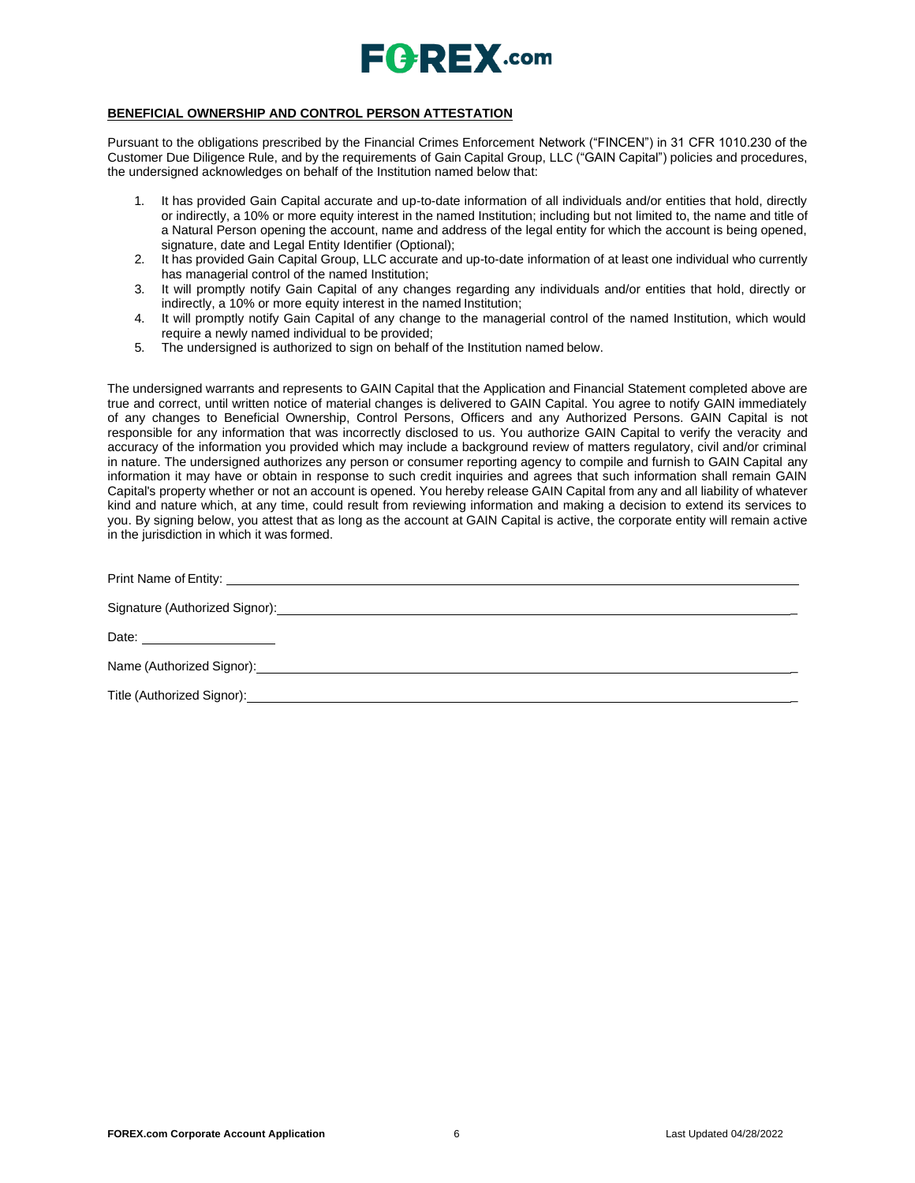**BENEFICIAL OWNERSHIP AND CONTROL PERSON ATTESTATION**

Pursuant to the obligations prescribed by the Financial Crimes Enforcement Network ("FINCEN") in 31 CFR 1010.230 of the Customer Due Diligence Rule, and by the requirements of Gain Capital Group, LLC ("GAIN Capital") policies and procedures, the undersigned acknowledges on behalf of the Institution named below that:

1. It has provided Gain Capital accurate and up-to-date information of all individuals and/or entities that hold, directly or indirectly, a 10% or more equity interest in the named Institution; including but not limited to, the name and title of a Natural Person opening the account, name and address of the legal entity for which the account is being opened, signature, date and Legal Entity Identifier (Optional);
2. It has provided Gain Capital Group, LLC accurate and up-to-date information of at least one individual who currently has managerial control of the named Institution;
3. It will promptly notify Gain Capital of any changes regarding any individuals and/or entities that hold, directly or indirectly, a 10% or more equity interest in the named Institution;
4. It will promptly notify Gain Capital of any change to the managerial control of the named Institution, which would require a newly named individual to be provided;
5. The undersigned is authorized to sign on behalf of the Institution named below.

The undersigned warrants and represents to GAIN Capital that the Application and Financial Statement completed above are true and correct, until written notice of material changes is delivered to GAIN Capital. You agree to notify GAIN immediately of any changes to Beneficial Ownership, Control Persons, Officers and any Authorized Persons. GAIN Capital is not responsible for any information that was incorrectly disclosed to us. You authorize GAIN Capital to verify the veracity and accuracy of the information you provided which may include a background review of matters regulatory, civil and/or criminal in nature. The undersigned authorizes any person or consumer reporting agency to compile and furnish to GAIN Capital any information it may have or obtain in response to such credit inquiries and agrees that such information shall remain GAIN Capital's property whether or not an account is opened. You hereby release GAIN Capital from any and all liability of whatever kind and nature which, at any time, could result from reviewing information and making a decision to extend its services to you. By signing below, you attest that as long as the account at GAIN Capital is active, the corporate entity will remain active in the jurisdiction in which it was formed.

Print Name of Entity: ________________________________________

Signature (Authorized Signor): ________________________________________

Date: ____________________

Name (Authorized Signor): ________________________________________

Title (Authorized Signor): ________________________________________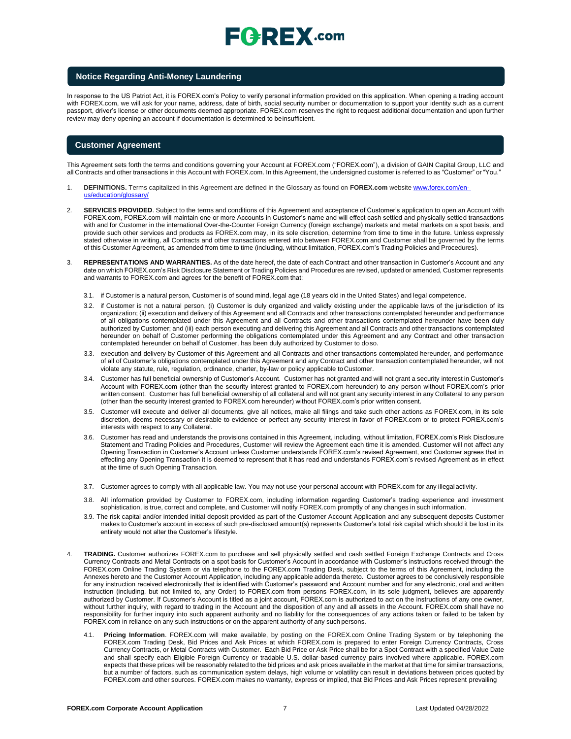## Notice Regarding Anti-Money Laundering

In response to the US Patriot Act, it is FOREX.com's Policy to verify personal information provided on this application. When opening a trading account with FOREX.com, we will ask for your name, address, date of birth, social security number or documentation to support your identity such as a current passport, driver's license or other documents deemed appropriate. FOREX.com reserves the right to request additional documentation and upon further review may deny opening an account if documentation is determined to be insufficient.

## Customer Agreement

This Agreement sets forth the terms and conditions governing your Account at FOREX.com ("FOREX.com"), a division of GAIN Capital Group, LLC and all Contracts and other transactions in this Account with FOREX.com. In this Agreement, the undersigned customer is referred to as "Customer" or "You."

1. **DEFINITIONS.** Terms capitalized in this Agreement are defined in the Glossary as found on **FOREX.com** website [www.forex.com/en-us/education/glossary/](www.forex.com/en-us/education/glossary/)

2. **SERVICES PROVIDED**. Subject to the terms and conditions of this Agreement and acceptance of Customer's application to open an Account with FOREX.com, FOREX.com will maintain one or more Accounts in Customer's name and will effect cash settled and physically settled transactions with and for Customer in the international Over-the-Counter Foreign Currency (foreign exchange) markets and metal markets on a spot basis, and provide such other services and products as FOREX.com may, in its sole discretion, determine from time to time in the future. Unless expressly stated otherwise in writing, all Contracts and other transactions entered into between FOREX.com and Customer shall be governed by the terms of this Customer Agreement, as amended from time to time (including, without limitation, FOREX.com's Trading Policies and Procedures).

3. **REPRESENTATIONS AND WARRANTIES.** As of the date hereof, the date of each Contract and other transaction in Customer's Account and any date on which FOREX.com's Risk Disclosure Statement or Trading Policies and Procedures are revised, updated or amended, Customer represents and warrants to FOREX.com and agrees for the benefit of FOREX.com that:

   3.1. if Customer is a natural person, Customer is of sound mind, legal age (18 years old in the United States) and legal competence.

   3.2. if Customer is not a natural person, (i) Customer is duly organized and validly existing under the applicable laws of the jurisdiction of its organization; (ii) execution and delivery of this Agreement and all Contracts and other transactions contemplated hereunder and performance of all obligations contemplated under this Agreement and all Contracts and other transactions contemplated hereunder have been duly authorized by Customer; and (iii) each person executing and delivering this Agreement and all Contracts and other transactions contemplated hereunder on behalf of Customer performing the obligations contemplated under this Agreement and any Contract and other transaction contemplated hereunder on behalf of Customer, has been duly authorized by Customer to do so.

   3.3. execution and delivery by Customer of this Agreement and all Contracts and other transactions contemplated hereunder, and performance of all of Customer's obligations contemplated under this Agreement and any Contract and other transaction contemplated hereunder, will not violate any statute, rule, regulation, ordinance, charter, by-law or policy applicable to Customer.

   3.4. Customer has full beneficial ownership of Customer's Account. Customer has not granted and will not grant a security interest in Customer's Account with FOREX.com (other than the security interest granted to FOREX.com hereunder) to any person without FOREX.com's prior written consent. Customer has full beneficial ownership of all collateral and will not grant any security interest in any Collateral to any person (other than the security interest granted to FOREX.com hereunder) without FOREX.com's prior written consent.

   3.5. Customer will execute and deliver all documents, give all notices, make all filings and take such other actions as FOREX.com, in its sole discretion, deems necessary or desirable to evidence or perfect any security interest in favor of FOREX.com or to protect FOREX.com's interests with respect to any Collateral.

   3.6. Customer has read and understands the provisions contained in this Agreement, including, without limitation, FOREX.com's Risk Disclosure Statement and Trading Policies and Procedures, Customer will review the Agreement each time it is amended. Customer will not affect any Opening Transaction in Customer's Account unless Customer understands FOREX.com's revised Agreement, and Customer agrees that in effecting any Opening Transaction it is deemed to represent that it has read and understands FOREX.com's revised Agreement as in effect at the time of such Opening Transaction.

   3.7. Customer agrees to comply with all applicable law. You may not use your personal account with FOREX.com for any illegal activity.

   3.8. All information provided by Customer to FOREX.com, including information regarding Customer's trading experience and investment sophistication, is true, correct and complete, and Customer will notify FOREX.com promptly of any changes in such information.

   3.9. The risk capital and/or intended initial deposit provided as part of the Customer Account Application and any subsequent deposits Customer makes to Customer's account in excess of such pre-disclosed amount(s) represents Customer's total risk capital which should it be lost in its entirety would not alter the Customer's lifestyle.

4. **TRADING.** Customer authorizes FOREX.com to purchase and sell physically settled and cash settled Foreign Exchange Contracts and Cross Currency Contracts and Metal Contracts on a spot basis for Customer's Account in accordance with Customer's instructions received through the FOREX.com Online Trading System or via telephone to the FOREX.com Trading Desk, subject to the terms of this Agreement, including the Annexes hereto and the Customer Account Application, including any applicable addenda thereto. Customer agrees to be conclusively responsible for any instruction received electronically that is identified with Customer's password and Account number and for any electronic, oral and written instruction (including, but not limited to, any Order) to FOREX.com from persons FOREX.com, in its sole judgment, believes are apparently authorized by Customer. If Customer's Account is titled as a joint account, FOREX.com is authorized to act on the instructions of any one owner, without further inquiry, with regard to trading in the Account and the disposition of any and all assets in the Account. FOREX.com shall have no responsibility for further inquiry into such apparent authority and no liability for the consequences of any actions taken or failed to be taken by FOREX.com in reliance on any such instructions or on the apparent authority of any such persons.

   4.1. **Pricing Information**. FOREX.com will make available, by posting on the FOREX.com Online Trading System or by telephoning the FOREX.com Trading Desk, Bid Prices and Ask Prices at which FOREX.com is prepared to enter Foreign Currency Contracts, Cross Currency Contracts, or Metal Contracts with Customer. Each Bid Price or Ask Price shall be for a Spot Contract with a specified Value Date and shall specify each Eligible Foreign Currency or tradable U.S. dollar-based currency pairs involved where applicable. FOREX.com expects that these prices will be reasonably related to the bid prices and ask prices available in the market at that time for similar transactions, but a number of factors, such as communication system delays, high volume or volatility can result in deviations between prices quoted by FOREX.com and other sources. FOREX.com makes no warranty, express or implied, that Bid Prices and Ask Prices represent prevailing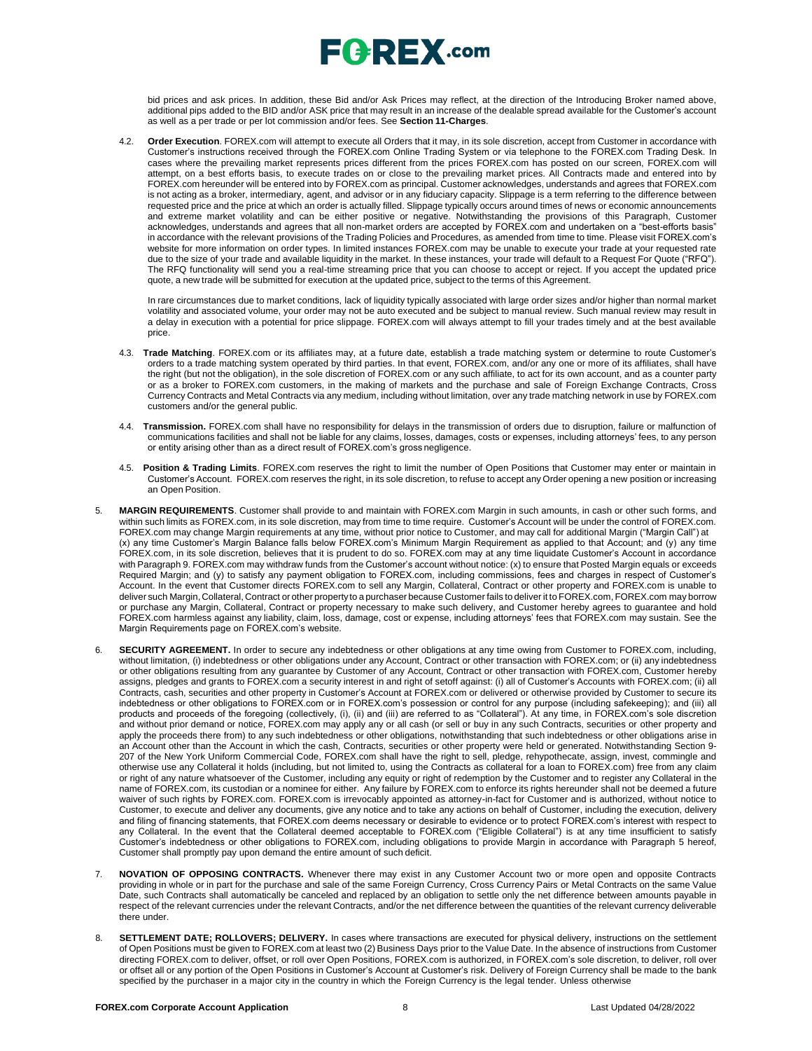bid prices and ask prices. In addition, these Bid and/or Ask Prices may reflect, at the direction of the Introducing Broker named above, additional pips added to the BID and/or ASK price that may result in an increase of the dealable spread available for the Customer's account as well as a per trade or per lot commission and/or fees. See **Section 11-Charges**.

4.2. **Order Execution**. FOREX.com will attempt to execute all Orders that it may, in its sole discretion, accept from Customer in accordance with Customer's instructions received through the FOREX.com Online Trading System or via telephone to the FOREX.com Trading Desk. In cases where the prevailing market represents prices different from the prices FOREX.com has posted on our screen, FOREX.com will attempt, on a best efforts basis, to execute trades on or close to the prevailing market prices. All Contracts made and entered into by FOREX.com hereunder will be entered into by FOREX.com as principal. Customer acknowledges, understands and agrees that FOREX.com is not acting as a broker, intermediary, agent, and advisor or in any fiduciary capacity. Slippage is a term referring to the difference between requested price and the price at which an order is actually filled. Slippage typically occurs around times of news or economic announcements and extreme market volatility and can be either positive or negative. Notwithstanding the provisions of this Paragraph, Customer acknowledges, understands and agrees that all non-market orders are accepted by FOREX.com and undertaken on a "best-efforts basis" in accordance with the relevant provisions of the Trading Policies and Procedures, as amended from time to time. Please visit FOREX.com's website for more information on order types. In limited instances FOREX.com may be unable to execute your trade at your requested rate due to the size of your trade and available liquidity in the market. In these instances, your trade will default to a Request For Quote ("RFQ"). The RFQ functionality will send you a real-time streaming price that you can choose to accept or reject. If you accept the updated price quote, a new trade will be submitted for execution at the updated price, subject to the terms of this Agreement.

In rare circumstances due to market conditions, lack of liquidity typically associated with large order sizes and/or higher than normal market volatility and associated volume, your order may not be auto executed and be subject to manual review. Such manual review may result in a delay in execution with a potential for price slippage. FOREX.com will always attempt to fill your trades timely and at the best available price.

4.3. **Trade Matching**. FOREX.com or its affiliates may, at a future date, establish a trade matching system or determine to route Customer's orders to a trade matching system operated by third parties. In that event, FOREX.com, and/or any one or more of its affiliates, shall have the right (but not the obligation), in the sole discretion of FOREX.com or any such affiliate, to act for its own account, and as a counter party or as a broker to FOREX.com customers, in the making of markets and the purchase and sale of Foreign Exchange Contracts, Cross Currency Contracts and Metal Contracts via any medium, including without limitation, over any trade matching network in use by FOREX.com customers and/or the general public.

4.4. **Transmission.** FOREX.com shall have no responsibility for delays in the transmission of orders due to disruption, failure or malfunction of communications facilities and shall not be liable for any claims, losses, damages, costs or expenses, including attorneys' fees, to any person or entity arising other than as a direct result of FOREX.com's gross negligence.

4.5. **Position & Trading Limits**. FOREX.com reserves the right to limit the number of Open Positions that Customer may enter or maintain in Customer's Account. FOREX.com reserves the right, in its sole discretion, to refuse to accept any Order opening a new position or increasing an Open Position.

5. **MARGIN REQUIREMENTS**. Customer shall provide to and maintain with FOREX.com Margin in such amounts, in cash or other such forms, and within such limits as FOREX.com, in its sole discretion, may from time to time require. Customer's Account will be under the control of FOREX.com. FOREX.com may change Margin requirements at any time, without prior notice to Customer, and may call for additional Margin ("Margin Call") at (x) any time Customer's Margin Balance falls below FOREX.com's Minimum Margin Requirement as applied to that Account; and (y) any time FOREX.com, in its sole discretion, believes that it is prudent to do so. FOREX.com may at any time liquidate Customer's Account in accordance with Paragraph 9. FOREX.com may withdraw funds from the Customer's account without notice: (x) to ensure that Posted Margin equals or exceeds Required Margin; and (y) to satisfy any payment obligation to FOREX.com, including commissions, fees and charges in respect of Customer's Account. In the event that Customer directs FOREX.com to sell any Margin, Collateral, Contract or other property and FOREX.com is unable to deliver such Margin, Collateral, Contract or other property to a purchaser because Customer fails to deliver it to FOREX.com, FOREX.com may borrow or purchase any Margin, Collateral, Contract or property necessary to make such delivery, and Customer hereby agrees to guarantee and hold FOREX.com harmless against any liability, claim, loss, damage, cost or expense, including attorneys' fees that FOREX.com may sustain. See the Margin Requirements page on FOREX.com's website.

6. **SECURITY AGREEMENT.** In order to secure any indebtedness or other obligations at any time owing from Customer to FOREX.com, including, without limitation, (i) indebtedness or other obligations under any Account, Contract or other transaction with FOREX.com; or (ii) any indebtedness or other obligations resulting from any guarantee by Customer of any Account, Contract or other transaction with FOREX.com, Customer hereby assigns, pledges and grants to FOREX.com a security interest in and right of setoff against: (i) all of Customer's Accounts with FOREX.com; (ii) all Contracts, cash, securities and other property in Customer's Account at FOREX.com or delivered or otherwise provided by Customer to secure its indebtedness or other obligations to FOREX.com or in FOREX.com's possession or control for any purpose (including safekeeping); and (iii) all products and proceeds of the foregoing (collectively, (i), (ii) and (iii) are referred to as "Collateral"). At any time, in FOREX.com's sole discretion and without prior demand or notice, FOREX.com may apply any or all cash (or sell or buy in any such Contracts, securities or other property and apply the proceeds there from) to any such indebtedness or other obligations, notwithstanding that such indebtedness or other obligations arise in an Account other than the Account in which the cash, Contracts, securities or other property were held or generated. Notwithstanding Section 9-207 of the New York Uniform Commercial Code, FOREX.com shall have the right to sell, pledge, rehypothecate, assign, invest, commingle and otherwise use any Collateral it holds (including, but not limited to, using the Contracts as collateral for a loan to FOREX.com) free from any claim or right of any nature whatsoever of the Customer, including any equity or right of redemption by the Customer and to register any Collateral in the name of FOREX.com, its custodian or a nominee for either. Any failure by FOREX.com to enforce its rights hereunder shall not be deemed a future waiver of such rights by FOREX.com. FOREX.com is irrevocably appointed as attorney-in-fact for Customer and is authorized, without notice to Customer, to execute and deliver any documents, give any notice and to take any actions on behalf of Customer, including the execution, delivery and filing of financing statements, that FOREX.com deems necessary or desirable to evidence or to protect FOREX.com's interest with respect to any Collateral. In the event that the Collateral deemed acceptable to FOREX.com ("Eligible Collateral") is at any time insufficient to satisfy Customer's indebtedness or other obligations to FOREX.com, including obligations to provide Margin in accordance with Paragraph 5 hereof, Customer shall promptly pay upon demand the entire amount of such deficit.

7. **NOVATION OF OPPOSING CONTRACTS.** Whenever there may exist in any Customer Account two or more open and opposite Contracts providing in whole or in part for the purchase and sale of the same Foreign Currency, Cross Currency Pairs or Metal Contracts on the same Value Date, such Contracts shall automatically be canceled and replaced by an obligation to settle only the net difference between amounts payable in respect of the relevant currencies under the relevant Contracts, and/or the net difference between the quantities of the relevant currency deliverable there under.

8. **SETTLEMENT DATE; ROLLOVERS; DELIVERY.** In cases where transactions are executed for physical delivery, instructions on the settlement of Open Positions must be given to FOREX.com at least two (2) Business Days prior to the Value Date. In the absence of instructions from Customer directing FOREX.com to deliver, offset, or roll over Open Positions, FOREX.com is authorized, in FOREX.com's sole discretion, to deliver, roll over or offset all or any portion of the Open Positions in Customer's Account at Customer's risk. Delivery of Foreign Currency shall be made to the bank specified by the purchaser in a major city in the country in which the Foreign Currency is the legal tender. Unless otherwise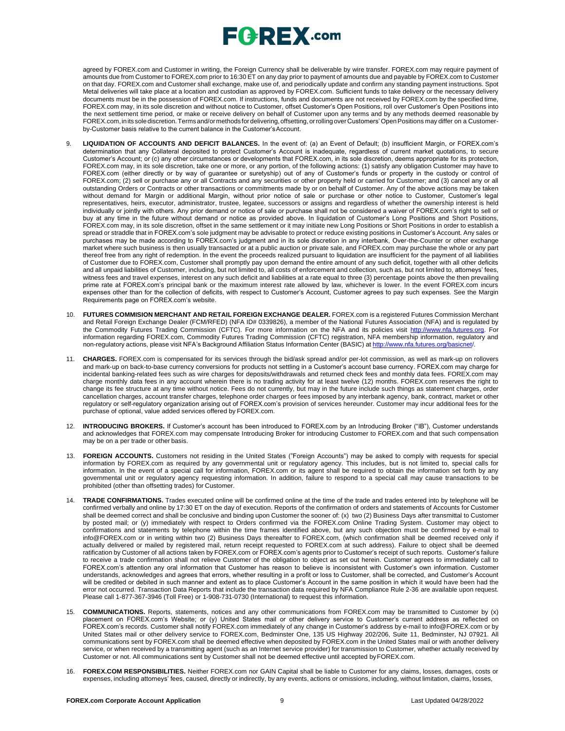agreed by FOREX.com and Customer in writing, the Foreign Currency shall be deliverable by wire transfer. FOREX.com may require payment of amounts due from Customer to FOREX.com prior to 16:30 ET on any day prior to payment of amounts due and payable by FOREX.com to Customer on that day. FOREX.com and Customer shall exchange, make use of, and periodically update and confirm any standing payment instructions. Spot Metal deliveries will take place at a location and custodian as approved by FOREX.com. Sufficient funds to take delivery or the necessary delivery documents must be in the possession of FOREX.com. If instructions, funds and documents are not received by FOREX.com by the specified time, FOREX.com may, in its sole discretion and without notice to Customer, offset Customer's Open Positions, roll over Customer's Open Positions into the next settlement time period, or make or receive delivery on behalf of Customer upon any terms and by any methods deemed reasonable by FOREX.com, in its sole discretion. Terms and/or methods for delivering, offsetting, or rolling over Customers' Open Positions may differ on a Customer-by-Customer basis relative to the current balance in the Customer's Account.

9. **LIQUIDATION OF ACCOUNTS AND DEFICIT BALANCES.** In the event of: (a) an Event of Default; (b) insufficient Margin, or FOREX.com's determination that any Collateral deposited to protect Customer's Account is inadequate, regardless of current market quotations, to secure Customer's Account; or (c) any other circumstances or developments that FOREX.com, in its sole discretion, deems appropriate for its protection, FOREX.com may, in its sole discretion, take one or more, or any portion, of the following actions: (1) satisfy any obligation Customer may have to FOREX.com (either directly or by way of guarantee or suretyship) out of any of Customer's funds or property in the custody or control of FOREX.com; (2) sell or purchase any or all Contracts and any securities or other property held or carried for Customer; and (3) cancel any or all outstanding Orders or Contracts or other transactions or commitments made by or on behalf of Customer. Any of the above actions may be taken without demand for Margin or additional Margin, without prior notice of sale or purchase or other notice to Customer, Customer's legal representatives, heirs, executor, administrator, trustee, legatee, successors or assigns and regardless of whether the ownership interest is held individually or jointly with others. Any prior demand or notice of sale or purchase shall not be considered a waiver of FOREX.com's right to sell or buy at any time in the future without demand or notice as provided above. In liquidation of Customer's Long Positions and Short Positions, FOREX.com may, in its sole discretion, offset in the same settlement or it may initiate new Long Positions or Short Positions in order to establish a spread or straddle that in FOREX.com's sole judgment may be advisable to protect or reduce existing positions in Customer's Account. Any sales or purchases may be made according to FOREX.com's judgment and in its sole discretion in any interbank, Over-the-Counter or other exchange market where such business is then usually transacted or at a public auction or private sale, and FOREX.com may purchase the whole or any part thereof free from any right of redemption. In the event the proceeds realized pursuant to liquidation are insufficient for the payment of all liabilities of Customer due to FOREX.com, Customer shall promptly pay upon demand the entire amount of any such deficit, together with all other deficits and all unpaid liabilities of Customer, including, but not limited to, all costs of enforcement and collection, such as, but not limited to, attorneys' fees, witness fees and travel expenses, interest on any such deficit and liabilities at a rate equal to three (3) percentage points above the then prevailing prime rate at FOREX.com's principal bank or the maximum interest rate allowed by law, whichever is lower. In the event FOREX.com incurs expenses other than for the collection of deficits, with respect to Customer's Account, Customer agrees to pay such expenses. See the Margin Requirements page on FOREX.com's website.

10. **FUTURES COMMISION MERCHANT AND RETAIL FOREIGN EXCHANGE DEALER.** FOREX.com is a registered Futures Commission Merchant and Retail Foreign Exchange Dealer (FCM/RFED) (NFA ID# 0339826), a member of the National Futures Association (NFA) and is regulated by the Commodity Futures Trading Commission (CFTC). For more information on the NFA and its policies visit http://www.nfa.futures.org. For information regarding FOREX.com, Commodity Futures Trading Commission (CFTC) registration, NFA membership information, regulatory and non-regulatory actions, please visit NFA's Background Affiliation Status Information Center (BASIC) at http://www.nfa.futures.org/basicnet/.

11. **CHARGES.** FOREX.com is compensated for its services through the bid/ask spread and/or per-lot commission, as well as mark-up on rollovers and mark-up on back-to-base currency conversions for products not settling in a Customer's account base currency. FOREX.com may charge for incidental banking-related fees such as wire charges for deposits/withdrawals and returned check fees and monthly data fees. FOREX.com may charge monthly data fees in any account wherein there is no trading activity for at least twelve (12) months. FOREX.com reserves the right to change its fee structure at any time without notice. Fees do not currently, but may in the future include such things as statement charges, order cancellation charges, account transfer charges, telephone order charges or fees imposed by any interbank agency, bank, contract, market or other regulatory or self-regulatory organization arising out of FOREX.com's provision of services hereunder. Customer may incur additional fees for the purchase of optional, value added services offered by FOREX.com.

12. **INTRODUCING BROKERS.** If Customer's account has been introduced to FOREX.com by an Introducing Broker ("IB"), Customer understands and acknowledges that FOREX.com may compensate Introducing Broker for introducing Customer to FOREX.com and that such compensation may be on a per trade or other basis.

13. **FOREIGN ACCOUNTS.** Customers not residing in the United States ("Foreign Accounts") may be asked to comply with requests for special information by FOREX.com as required by any governmental unit or regulatory agency. This includes, but is not limited to, special calls for information. In the event of a special call for information, FOREX.com or its agent shall be required to obtain the information set forth by any governmental unit or regulatory agency requesting information. In addition, failure to respond to a special call may cause transactions to be prohibited (other than offsetting trades) for Customer.

14. **TRADE CONFIRMATIONS.** Trades executed online will be confirmed online at the time of the trade and trades entered into by telephone will be confirmed verbally and online by 17:30 ET on the day of execution. Reports of the confirmation of orders and statements of Accounts for Customer shall be deemed correct and shall be conclusive and binding upon Customer the sooner of: (x) two (2) Business Days after transmittal to Customer by posted mail; or (y) immediately with respect to Orders confirmed via the FOREX.com Online Trading System. Customer may object to confirmations and statements by telephone within the time frames identified above, but any such objection must be confirmed by e-mail to info@FOREX.com or in writing within two (2) Business Days thereafter to FOREX.com, (which confirmation shall be deemed received only if actually delivered or mailed by registered mail, return receipt requested to FOREX.com at such address). Failure to object shall be deemed ratification by Customer of all actions taken by FOREX.com or FOREX.com's agents prior to Customer's receipt of such reports. Customer's failure to receive a trade confirmation shall not relieve Customer of the obligation to object as set out herein. Customer agrees to immediately call to FOREX.com's attention any oral information that Customer has reason to believe is inconsistent with Customer's own information. Customer understands, acknowledges and agrees that errors, whether resulting in a profit or loss to Customer, shall be corrected, and Customer's Account will be credited or debited in such manner and extent as to place Customer's Account in the same position in which it would have been had the error not occurred. Transaction Data Reports that include the transaction data required by NFA Compliance Rule 2-36 are available upon request. Please call 1-877-367-3946 (Toll Free) or 1-908-731-0730 (International) to request this information.

15. **COMMUNICATIONS.** Reports, statements, notices and any other communications from FOREX.com may be transmitted to Customer by (x) placement on FOREX.com's Website; or (y) United States mail or other delivery service to Customer's current address as reflected on FOREX.com's records. Customer shall notify FOREX.com immediately of any change in Customer's address by e-mail to info@FOREX.com or by United States mail or other delivery service to FOREX.com, Bedminster One, 135 US Highway 202/206, Suite 11, Bedminster, NJ 07921. All communications sent by FOREX.com shall be deemed effective when deposited by FOREX.com in the United States mail or with another delivery service, or when received by a transmitting agent (such as an Internet service provider) for transmission to Customer, whether actually received by Customer or not. All communications sent by Customer shall not be deemed effective until accepted by FOREX.com.

16. **FOREX.COM RESPONSIBILITIES.** Neither FOREX.com nor GAIN Capital shall be liable to Customer for any claims, losses, damages, costs or expenses, including attorneys' fees, caused, directly or indirectly, by any events, actions or omissions, including, without limitation, claims, losses,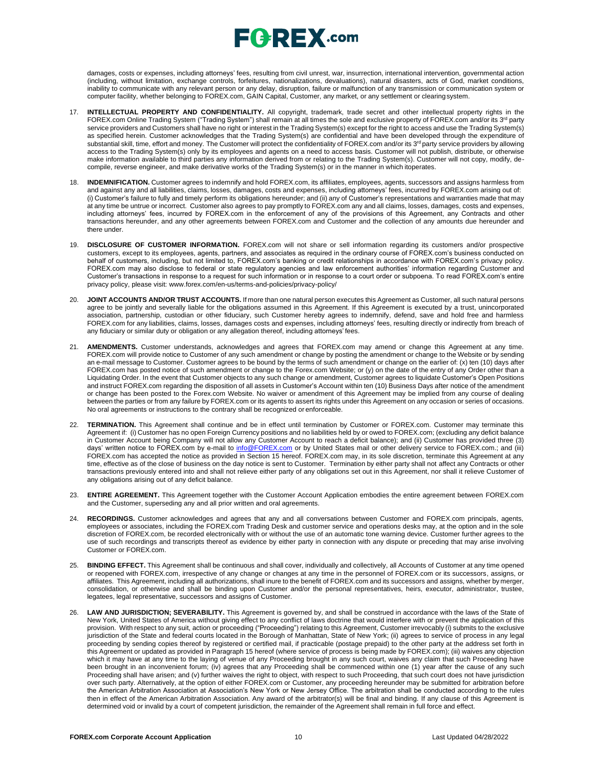damages, costs or expenses, including attorneys' fees, resulting from civil unrest, war, insurrection, international intervention, governmental action (including, without limitation, exchange controls, forfeitures, nationalizations, devaluations), natural disasters, acts of God, market conditions, inability to communicate with any relevant person or any delay, disruption, failure or malfunction of any transmission or communication system or computer facility, whether belonging to FOREX.com, GAIN Capital, Customer, any market, or any settlement or clearing system.

17. **INTELLECTUAL PROPERTY AND CONFIDENTIALITY.** All copyright, trademark, trade secret and other intellectual property rights in the FOREX.com Online Trading System ("Trading System") shall remain at all times the sole and exclusive property of FOREX.com and/or its 3rd party service providers and Customers shall have no right or interest in the Trading System(s) except for the right to access and use the Trading System(s) as specified herein. Customer acknowledges that the Trading System(s) are confidential and have been developed through the expenditure of substantial skill, time, effort and money. The Customer will protect the confidentiality of FOREX.com and/or its 3rd party service providers by allowing access to the Trading System(s) only by its employees and agents on a need to access basis. Customer will not publish, distribute, or otherwise make information available to third parties any information derived from or relating to the Trading System(s). Customer will not copy, modify, de-compile, reverse engineer, and make derivative works of the Trading System(s) or in the manner in which it operates.

18. **INDEMNIFICATION.** Customer agrees to indemnify and hold FOREX.com, its affiliates, employees, agents, successors and assigns harmless from and against any and all liabilities, claims, losses, damages, costs and expenses, including attorneys' fees, incurred by FOREX.com arising out of: (i) Customer's failure to fully and timely perform its obligations hereunder; and (ii) any of Customer's representations and warranties made that may at any time be untrue or incorrect. Customer also agrees to pay promptly to FOREX.com any and all claims, losses, damages, costs and expenses, including attorneys' fees, incurred by FOREX.com in the enforcement of any of the provisions of this Agreement, any Contracts and other transactions hereunder, and any other agreements between FOREX.com and Customer and the collection of any amounts due hereunder and there under.

19. **DISCLOSURE OF CUSTOMER INFORMATION.** FOREX.com will not share or sell information regarding its customers and/or prospective customers, except to its employees, agents, partners, and associates as required in the ordinary course of FOREX.com's business conducted on behalf of customers, including, but not limited to, FOREX.com's banking or credit relationships in accordance with FOREX.com's privacy policy. FOREX.com may also disclose to federal or state regulatory agencies and law enforcement authorities' information regarding Customer and Customer's transactions in response to a request for such information or in response to a court order or subpoena. To read FOREX.com's entire privacy policy, please visit: www.forex.com/en-us/terms-and-policies/privacy-policy/

20. **JOINT ACCOUNTS AND/OR TRUST ACCOUNTS.** If more than one natural person executes this Agreement as Customer, all such natural persons agree to be jointly and severally liable for the obligations assumed in this Agreement. If this Agreement is executed by a trust, unincorporated association, partnership, custodian or other fiduciary, such Customer hereby agrees to indemnify, defend, save and hold free and harmless FOREX.com for any liabilities, claims, losses, damages costs and expenses, including attorneys' fees, resulting directly or indirectly from breach of any fiduciary or similar duty or obligation or any allegation thereof, including attorneys' fees.

21. **AMENDMENTS.** Customer understands, acknowledges and agrees that FOREX.com may amend or change this Agreement at any time. FOREX.com will provide notice to Customer of any such amendment or change by posting the amendment or change to the Website or by sending an e-mail message to Customer. Customer agrees to be bound by the terms of such amendment or change on the earlier of: (x) ten (10) days after FOREX.com has posted notice of such amendment or change to the Forex.com Website; or (y) on the date of the entry of any Order other than a Liquidating Order. In the event that Customer objects to any such change or amendment, Customer agrees to liquidate Customer's Open Positions and instruct FOREX.com regarding the disposition of all assets in Customer's Account within ten (10) Business Days after notice of the amendment or change has been posted to the Forex.com Website. No waiver or amendment of this Agreement may be implied from any course of dealing between the parties or from any failure by FOREX.com or its agents to assert its rights under this Agreement on any occasion or series of occasions. No oral agreements or instructions to the contrary shall be recognized or enforceable.

22. **TERMINATION.** This Agreement shall continue and be in effect until termination by Customer or FOREX.com. Customer may terminate this Agreement if: (i) Customer has no open Foreign Currency positions and no liabilities held by or owed to FOREX.com; (excluding any deficit balance in Customer Account being Company will not allow any Customer Account to reach a deficit balance); and (ii) Customer has provided three (3) days' written notice to FOREX.com by e-mail to info@FOREX.com or by United States mail or other delivery service to FOREX.com.; and (iii) FOREX.com has accepted the notice as provided in Section 15 hereof. FOREX.com may, in its sole discretion, terminate this Agreement at any time, effective as of the close of business on the day notice is sent to Customer. Termination by either party shall not affect any Contracts or other transactions previously entered into and shall not relieve either party of any obligations set out in this Agreement, nor shall it relieve Customer of any obligations arising out of any deficit balance.

23. **ENTIRE AGREEMENT.** This Agreement together with the Customer Account Application embodies the entire agreement between FOREX.com and the Customer, superseding any and all prior written and oral agreements.

24. **RECORDINGS.** Customer acknowledges and agrees that any and all conversations between Customer and FOREX.com principals, agents, employees or associates, including the FOREX.com Trading Desk and customer service and operations desks may, at the option and in the sole discretion of FOREX.com, be recorded electronically with or without the use of an automatic tone warning device. Customer further agrees to the use of such recordings and transcripts thereof as evidence by either party in connection with any dispute or preceding that may arise involving Customer or FOREX.com.

25. **BINDING EFFECT.** This Agreement shall be continuous and shall cover, individually and collectively, all Accounts of Customer at any time opened or reopened with FOREX.com, irrespective of any change or changes at any time in the personnel of FOREX.com or its successors, assigns, or affiliates. This Agreement, including all authorizations, shall inure to the benefit of FOREX.com and its successors and assigns, whether by merger, consolidation, or otherwise and shall be binding upon Customer and/or the personal representatives, heirs, executor, administrator, trustee, legatees, legal representative, successors and assigns of Customer.

26. **LAW AND JURISDICTION; SEVERABILITY.** This Agreement is governed by, and shall be construed in accordance with the laws of the State of New York, United States of America without giving effect to any conflict of laws doctrine that would interfere with or prevent the application of this provision. With respect to any suit, action or proceeding ("Proceeding") relating to this Agreement, Customer irrevocably (i) submits to the exclusive jurisdiction of the State and federal courts located in the Borough of Manhattan, State of New York; (ii) agrees to service of process in any legal proceeding by sending copies thereof by registered or certified mail, if practicable (postage prepaid) to the other party at the address set forth in this Agreement or updated as provided in Paragraph 15 hereof (where service of process is being made by FOREX.com); (iii) waives any objection which it may have at any time to the laying of venue of any Proceeding brought in any such court, waives any claim that such Proceeding have been brought in an inconvenient forum; (iv) agrees that any Proceeding shall be commenced within one (1) year after the cause of any such Proceeding shall have arisen; and (v) further waives the right to object, with respect to such Proceeding, that such court does not have jurisdiction over such party. Alternatively, at the option of either FOREX.com or Customer, any proceeding hereunder may be submitted for arbitration before the American Arbitration Association at Association's New York or New Jersey Office. The arbitration shall be conducted according to the rules then in effect of the American Arbitration Association. Any award of the arbitrator(s) will be final and binding. If any clause of this Agreement is determined void or invalid by a court of competent jurisdiction, the remainder of the Agreement shall remain in full force and effect.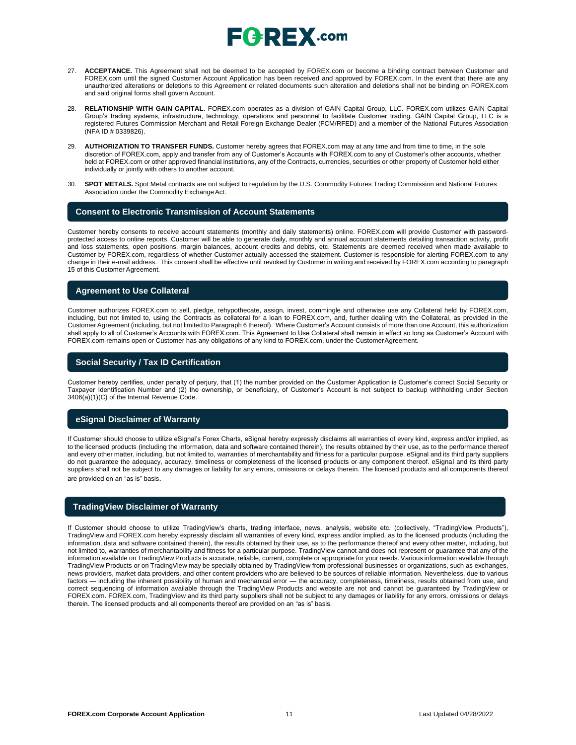27. **ACCEPTANCE.** This Agreement shall not be deemed to be accepted by FOREX.com or become a binding contract between Customer and FOREX.com until the signed Customer Account Application has been received and approved by FOREX.com. In the event that there are any unauthorized alterations or deletions to this Agreement or related documents such alteration and deletions shall not be binding on FOREX.com and said original forms shall govern Account.

28. **RELATIONSHIP WITH GAIN CAPITAL**. FOREX.com operates as a division of GAIN Capital Group, LLC. FOREX.com utilizes GAIN Capital Group's trading systems, infrastructure, technology, operations and personnel to facilitate Customer trading. GAIN Capital Group, LLC is a registered Futures Commission Merchant and Retail Foreign Exchange Dealer (FCM/RFED) and a member of the National Futures Association (NFA ID # 0339826).

29. **AUTHORIZATION TO TRANSFER FUNDS.** Customer hereby agrees that FOREX.com may at any time and from time to time, in the sole discretion of FOREX.com, apply and transfer from any of Customer's Accounts with FOREX.com to any of Customer's other accounts, whether held at FOREX.com or other approved financial institutions, any of the Contracts, currencies, securities or other property of Customer held either individually or jointly with others to another account.

30. **SPOT METALS.** Spot Metal contracts are not subject to regulation by the U.S. Commodity Futures Trading Commission and National Futures Association under the Commodity Exchange Act.

## Consent to Electronic Transmission of Account Statements

Customer hereby consents to receive account statements (monthly and daily statements) online. FOREX.com will provide Customer with password-protected access to online reports. Customer will be able to generate daily, monthly and annual account statements detailing transaction activity, profit and loss statements, open positions, margin balances, account credits and debits, etc. Statements are deemed received when made available to Customer by FOREX.com, regardless of whether Customer actually accessed the statement. Customer is responsible for alerting FOREX.com to any change in their e-mail address. This consent shall be effective until revoked by Customer in writing and received by FOREX.com according to paragraph 15 of this Customer Agreement.

## Agreement to Use Collateral

Customer authorizes FOREX.com to sell, pledge, rehypothecate, assign, invest, commingle and otherwise use any Collateral held by FOREX.com, including, but not limited to, using the Contracts as collateral for a loan to FOREX.com, and, further dealing with the Collateral, as provided in the Customer Agreement (including, but not limited to Paragraph 6 thereof). Where Customer's Account consists of more than one Account, this authorization shall apply to all of Customer's Accounts with FOREX.com. This Agreement to Use Collateral shall remain in effect so long as Customer's Account with FOREX.com remains open or Customer has any obligations of any kind to FOREX.com, under the Customer Agreement.

## Social Security / Tax ID Certification

Customer hereby certifies, under penalty of perjury, that (1) the number provided on the Customer Application is Customer's correct Social Security or Taxpayer Identification Number and (2) the ownership, or beneficiary, of Customer's Account is not subject to backup withholding under Section 3406(a)(1)(C) of the Internal Revenue Code.

## eSignal Disclaimer of Warranty

If Customer should choose to utilize eSignal's Forex Charts, eSignal hereby expressly disclaims all warranties of every kind, express and/or implied, as to the licensed products (including the information, data and software contained therein), the results obtained by their use, as to the performance thereof and every other matter, including, but not limited to, warranties of merchantability and fitness for a particular purpose. eSignal and its third party suppliers do not guarantee the adequacy, accuracy, timeliness or completeness of the licensed products or any component thereof. eSignal and its third party suppliers shall not be subject to any damages or liability for any errors, omissions or delays therein. The licensed products and all components thereof are provided on an "as is" basis.

## TradingView Disclaimer of Warranty

If Customer should choose to utilize TradingView's charts, trading interface, news, analysis, website etc. (collectively, "TradingView Products"), TradingView and FOREX.com hereby expressly disclaim all warranties of every kind, express and/or implied, as to the licensed products (including the information, data and software contained therein), the results obtained by their use, as to the performance thereof and every other matter, including, but not limited to, warranties of merchantability and fitness for a particular purpose. TradingView cannot and does not represent or guarantee that any of the information available on TradingView Products is accurate, reliable, current, complete or appropriate for your needs. Various information available through TradingView Products or on TradingView may be specially obtained by TradingView from professional businesses or organizations, such as exchanges, news providers, market data providers, and other content providers who are believed to be sources of reliable information. Nevertheless, due to various factors — including the inherent possibility of human and mechanical error — the accuracy, completeness, timeliness, results obtained from use, and correct sequencing of information available through the TradingView Products and website are not and cannot be guaranteed by TradingView or FOREX.com. FOREX.com, TradingView and its third party suppliers shall not be subject to any damages or liability for any errors, omissions or delays therein. The licensed products and all components thereof are provided on an "as is" basis.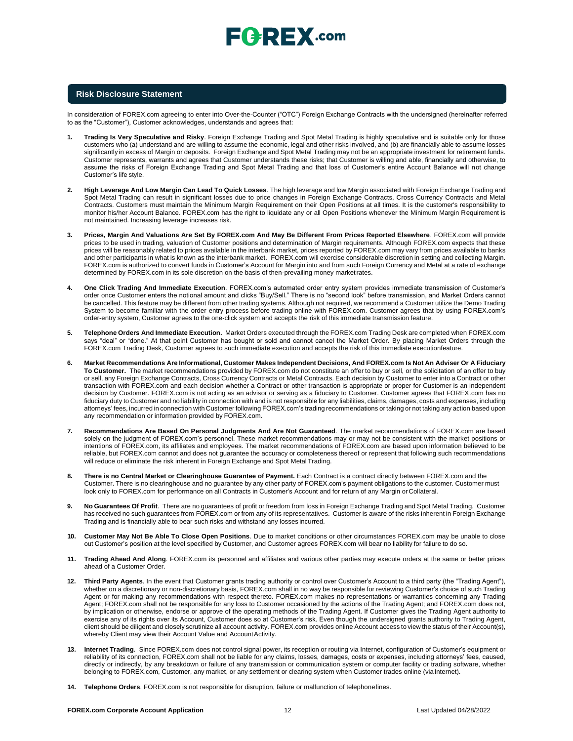## Risk Disclosure Statement

In consideration of FOREX.com agreeing to enter into Over-the-Counter ("OTC") Foreign Exchange Contracts with the undersigned (hereinafter referred to as the "Customer"), Customer acknowledges, understands and agrees that:

1. **Trading Is Very Speculative and Risky**. Foreign Exchange Trading and Spot Metal Trading is highly speculative and is suitable only for those customers who (a) understand and are willing to assume the economic, legal and other risks involved, and (b) are financially able to assume losses significantly in excess of Margin or deposits. Foreign Exchange and Spot Metal Trading may not be an appropriate investment for retirement funds. Customer represents, warrants and agrees that Customer understands these risks; that Customer is willing and able, financially and otherwise, to assume the risks of Foreign Exchange Trading and Spot Metal Trading and that loss of Customer's entire Account Balance will not change Customer's life style.

2. **High Leverage And Low Margin Can Lead To Quick Losses**. The high leverage and low Margin associated with Foreign Exchange Trading and Spot Metal Trading can result in significant losses due to price changes in Foreign Exchange Contracts, Cross Currency Contracts and Metal Contracts. Customers must maintain the Minimum Margin Requirement on their Open Positions at all times. It is the customer's responsibility to monitor his/her Account Balance. FOREX.com has the right to liquidate any or all Open Positions whenever the Minimum Margin Requirement is not maintained. Increasing leverage increases risk.

3. **Prices, Margin And Valuations Are Set By FOREX.com And May Be Different From Prices Reported Elsewhere**. FOREX.com will provide prices to be used in trading, valuation of Customer positions and determination of Margin requirements. Although FOREX.com expects that these prices will be reasonably related to prices available in the interbank market, prices reported by FOREX.com may vary from prices available to banks and other participants in what is known as the interbank market. FOREX.com will exercise considerable discretion in setting and collecting Margin. FOREX.com is authorized to convert funds in Customer's Account for Margin into and from such Foreign Currency and Metal at a rate of exchange determined by FOREX.com in its sole discretion on the basis of then-prevailing money market rates.

4. **One Click Trading And Immediate Execution**. FOREX.com's automated order entry system provides immediate transmission of Customer's order once Customer enters the notional amount and clicks "Buy/Sell." There is no "second look" before transmission, and Market Orders cannot be cancelled. This feature may be different from other trading systems. Although not required, we recommend a Customer utilize the Demo Trading System to become familiar with the order entry process before trading online with FOREX.com. Customer agrees that by using FOREX.com's order-entry system, Customer agrees to the one-click system and accepts the risk of this immediate transmission feature.

5. **Telephone Orders And Immediate Execution.** Market Orders executed through the FOREX.com Trading Desk are completed when FOREX.com says "deal" or "done." At that point Customer has bought or sold and cannot cancel the Market Order. By placing Market Orders through the FOREX.com Trading Desk, Customer agrees to such immediate execution and accepts the risk of this immediate executionfeature.

6. **Market Recommendations Are Informational, Customer Makes Independent Decisions, And FOREX.com Is Not An Adviser Or A Fiduciary To Customer.** The market recommendations provided by FOREX.com do not constitute an offer to buy or sell, or the solicitation of an offer to buy or sell, any Foreign Exchange Contracts, Cross Currency Contracts or Metal Contracts. Each decision by Customer to enter into a Contract or other transaction with FOREX.com and each decision whether a Contract or other transaction is appropriate or proper for Customer is an independent decision by Customer. FOREX.com is not acting as an advisor or serving as a fiduciary to Customer. Customer agrees that FOREX.com has no fiduciary duty to Customer and no liability in connection with and is not responsible for any liabilities, claims, damages, costs and expenses, including attorneys' fees, incurred in connection with Customer following FOREX.com's trading recommendations or taking or not taking any action based upon any recommendation or information provided by FOREX.com.

7. **Recommendations Are Based On Personal Judgments And Are Not Guaranteed**. The market recommendations of FOREX.com are based solely on the judgment of FOREX.com's personnel. These market recommendations may or may not be consistent with the market positions or intentions of FOREX.com, its affiliates and employees. The market recommendations of FOREX.com are based upon information believed to be reliable, but FOREX.com cannot and does not guarantee the accuracy or completeness thereof or represent that following such recommendations will reduce or eliminate the risk inherent in Foreign Exchange and Spot Metal Trading.

8. **There is no Central Market or Clearinghouse Guarantee of Payment.** Each Contract is a contract directly between FOREX.com and the Customer. There is no clearinghouse and no guarantee by any other party of FOREX.com's payment obligations to the customer. Customer must look only to FOREX.com for performance on all Contracts in Customer's Account and for return of any Margin or Collateral.

9. **No Guarantees Of Profit**. There are no guarantees of profit or freedom from loss in Foreign Exchange Trading and Spot Metal Trading. Customer has received no such guarantees from FOREX.com or from any of its representatives. Customer is aware of the risks inherent in Foreign Exchange Trading and is financially able to bear such risks and withstand any losses incurred.

10. **Customer May Not Be Able To Close Open Positions**. Due to market conditions or other circumstances FOREX.com may be unable to close out Customer's position at the level specified by Customer, and Customer agrees FOREX.com will bear no liability for failure to do so.

11. **Trading Ahead And Along**. FOREX.com its personnel and affiliates and various other parties may execute orders at the same or better prices ahead of a Customer Order.

12. **Third Party Agents**. In the event that Customer grants trading authority or control over Customer's Account to a third party (the "Trading Agent"), whether on a discretionary or non-discretionary basis, FOREX.com shall in no way be responsible for reviewing Customer's choice of such Trading Agent or for making any recommendations with respect thereto. FOREX.com makes no representations or warranties concerning any Trading Agent; FOREX.com shall not be responsible for any loss to Customer occasioned by the actions of the Trading Agent; and FOREX.com does not, by implication or otherwise, endorse or approve of the operating methods of the Trading Agent. If Customer gives the Trading Agent authority to exercise any of its rights over its Account, Customer does so at Customer's risk. Even though the undersigned grants authority to Trading Agent, client should be diligent and closely scrutinize all account activity. FOREX.com provides online Account access to view the status of their Account(s), whereby Client may view their Account Value and Account Activity.

13. **Internet Trading**. Since FOREX.com does not control signal power, its reception or routing via Internet, configuration of Customer's equipment or reliability of its connection, FOREX.com shall not be liable for any claims, losses, damages, costs or expenses, including attorneys' fees, caused, directly or indirectly, by any breakdown or failure of any transmission or communication system or computer facility or trading software, whether belonging to FOREX.com, Customer, any market, or any settlement or clearing system when Customer trades online (via Internet).

14. **Telephone Orders**. FOREX.com is not responsible for disruption, failure or malfunction of telephone lines.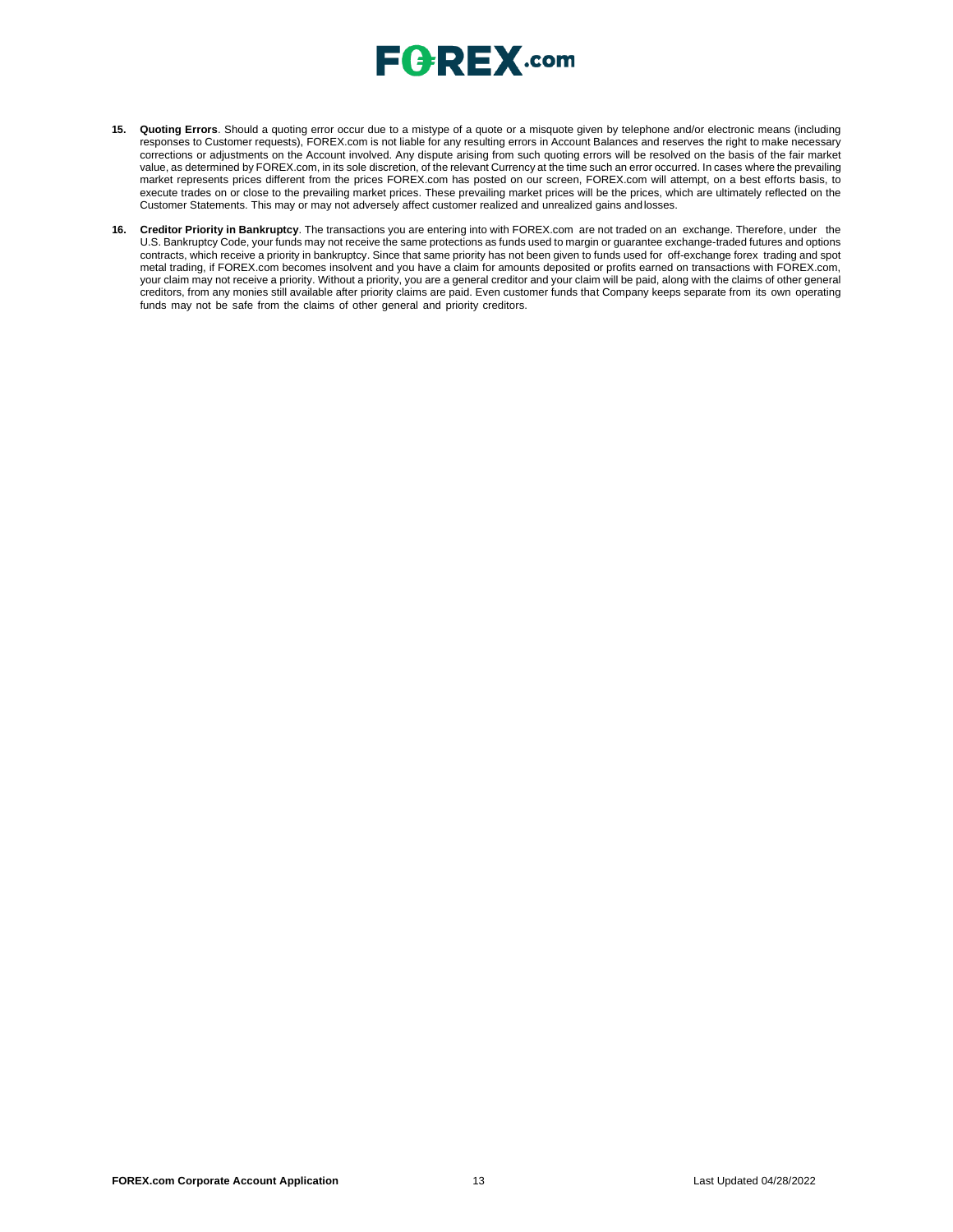15. **Quoting Errors**. Should a quoting error occur due to a mistype of a quote or a misquote given by telephone and/or electronic means (including responses to Customer requests), FOREX.com is not liable for any resulting errors in Account Balances and reserves the right to make necessary corrections or adjustments on the Account involved. Any dispute arising from such quoting errors will be resolved on the basis of the fair market value, as determined by FOREX.com, in its sole discretion, of the relevant Currency at the time such an error occurred. In cases where the prevailing market represents prices different from the prices FOREX.com has posted on our screen, FOREX.com will attempt, on a best efforts basis, to execute trades on or close to the prevailing market prices. These prevailing market prices will be the prices, which are ultimately reflected on the Customer Statements. This may or may not adversely affect customer realized and unrealized gains and losses.

16. **Creditor Priority in Bankruptcy**. The transactions you are entering into with FOREX.com are not traded on an exchange. Therefore, under the U.S. Bankruptcy Code, your funds may not receive the same protections as funds used to margin or guarantee exchange-traded futures and options contracts, which receive a priority in bankruptcy. Since that same priority has not been given to funds used for off-exchange forex trading and spot metal trading, if FOREX.com becomes insolvent and you have a claim for amounts deposited or profits earned on transactions with FOREX.com, your claim may not receive a priority. Without a priority, you are a general creditor and your claim will be paid, along with the claims of other general creditors, from any monies still available after priority claims are paid. Even customer funds that Company keeps separate from its own operating funds may not be safe from the claims of other general and priority creditors.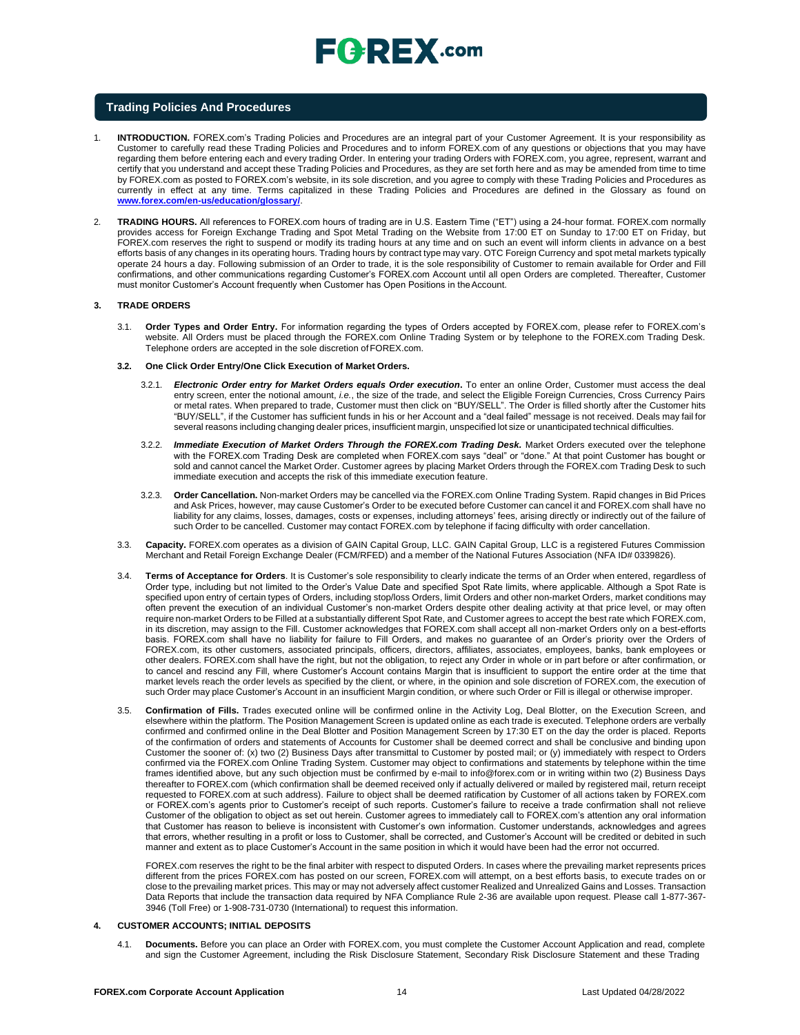## Trading Policies And Procedures

1. **INTRODUCTION.** FOREX.com's Trading Policies and Procedures are an integral part of your Customer Agreement. It is your responsibility as Customer to carefully read these Trading Policies and Procedures and to inform FOREX.com of any questions or objections that you may have regarding them before entering each and every trading Order. In entering your trading Orders with FOREX.com, you agree, represent, warrant and certify that you understand and accept these Trading Policies and Procedures, as they are set forth here and as may be amended from time to time by FOREX.com as posted to FOREX.com's website, in its sole discretion, and you agree to comply with these Trading Policies and Procedures as currently in effect at any time. Terms capitalized in these Trading Policies and Procedures are defined in the Glossary as found on **www.forex.com/en-us/education/glossary/**.

2. **TRADING HOURS.** All references to FOREX.com hours of trading are in U.S. Eastern Time ("ET") using a 24-hour format. FOREX.com normally provides access for Foreign Exchange Trading and Spot Metal Trading on the Website from 17:00 ET on Sunday to 17:00 ET on Friday, but FOREX.com reserves the right to suspend or modify its trading hours at any time and on such an event will inform clients in advance on a best efforts basis of any changes in its operating hours. Trading hours by contract type may vary. OTC Foreign Currency and spot metal markets typically operate 24 hours a day. Following submission of an Order to trade, it is the sole responsibility of Customer to remain available for Order and Fill confirmations, and other communications regarding Customer's FOREX.com Account until all open Orders are completed. Thereafter, Customer must monitor Customer's Account frequently when Customer has Open Positions in the Account.

### 3. TRADE ORDERS

3.1. **Order Types and Order Entry.** For information regarding the types of Orders accepted by FOREX.com, please refer to FOREX.com's website. All Orders must be placed through the FOREX.com Online Trading System or by telephone to the FOREX.com Trading Desk. Telephone orders are accepted in the sole discretion of FOREX.com.

**3.2. One Click Order Entry/One Click Execution of Market Orders.**

3.2.1. ***Electronic Order entry for Market Orders equals Order execution***. To enter an online Order, Customer must access the deal entry screen, enter the notional amount, *i.e.*, the size of the trade, and select the Eligible Foreign Currencies, Cross Currency Pairs or metal rates. When prepared to trade, Customer must then click on "BUY/SELL". The Order is filled shortly after the Customer hits "BUY/SELL", if the Customer has sufficient funds in his or her Account and a "deal failed" message is not received. Deals may fail for several reasons including changing dealer prices, insufficient margin, unspecified lot size or unanticipated technical difficulties.

3.2.2. ***Immediate Execution of Market Orders Through the FOREX.com Trading Desk.*** Market Orders executed over the telephone with the FOREX.com Trading Desk are completed when FOREX.com says "deal" or "done." At that point Customer has bought or sold and cannot cancel the Market Order. Customer agrees by placing Market Orders through the FOREX.com Trading Desk to such immediate execution and accepts the risk of this immediate execution feature.

3.2.3. **Order Cancellation.** Non-market Orders may be cancelled via the FOREX.com Online Trading System. Rapid changes in Bid Prices and Ask Prices, however, may cause Customer's Order to be executed before Customer can cancel it and FOREX.com shall have no liability for any claims, losses, damages, costs or expenses, including attorneys' fees, arising directly or indirectly out of the failure of such Order to be cancelled. Customer may contact FOREX.com by telephone if facing difficulty with order cancellation.

3.3. **Capacity.** FOREX.com operates as a division of GAIN Capital Group, LLC. GAIN Capital Group, LLC is a registered Futures Commission Merchant and Retail Foreign Exchange Dealer (FCM/RFED) and a member of the National Futures Association (NFA ID# 0339826).

3.4. **Terms of Acceptance for Orders**. It is Customer's sole responsibility to clearly indicate the terms of an Order when entered, regardless of Order type, including but not limited to the Order's Value Date and specified Spot Rate limits, where applicable. Although a Spot Rate is specified upon entry of certain types of Orders, including stop/loss Orders, limit Orders and other non-market Orders, market conditions may often prevent the execution of an individual Customer's non-market Orders despite other dealing activity at that price level, or may often require non-market Orders to be Filled at a substantially different Spot Rate, and Customer agrees to accept the best rate which FOREX.com, in its discretion, may assign to the Fill. Customer acknowledges that FOREX.com shall accept all non-market Orders only on a best-efforts basis. FOREX.com shall have no liability for failure to Fill Orders, and makes no guarantee of an Order's priority over the Orders of FOREX.com, its other customers, associated principals, officers, directors, affiliates, associates, employees, banks, bank employees or other dealers. FOREX.com shall have the right, but not the obligation, to reject any Order in whole or in part before or after confirmation, or to cancel and rescind any Fill, where Customer's Account contains Margin that is insufficient to support the entire order at the time that market levels reach the order levels as specified by the client, or where, in the opinion and sole discretion of FOREX.com, the execution of such Order may place Customer's Account in an insufficient Margin condition, or where such Order or Fill is illegal or otherwise improper.

3.5. **Confirmation of Fills.** Trades executed online will be confirmed online in the Activity Log, Deal Blotter, on the Execution Screen, and elsewhere within the platform. The Position Management Screen is updated online as each trade is executed. Telephone orders are verbally confirmed and confirmed online in the Deal Blotter and Position Management Screen by 17:30 ET on the day the order is placed. Reports of the confirmation of orders and statements of Accounts for Customer shall be deemed correct and shall be conclusive and binding upon Customer the sooner of: (x) two (2) Business Days after transmittal to Customer by posted mail; or (y) immediately with respect to Orders confirmed via the FOREX.com Online Trading System. Customer may object to confirmations and statements by telephone within the time frames identified above, but any such objection must be confirmed by e-mail to info@forex.com or in writing within two (2) Business Days thereafter to FOREX.com (which confirmation shall be deemed received only if actually delivered or mailed by registered mail, return receipt requested to FOREX.com at such address). Failure to object shall be deemed ratification by Customer of all actions taken by FOREX.com or FOREX.com's agents prior to Customer's receipt of such reports. Customer's failure to receive a trade confirmation shall not relieve Customer of the obligation to object as set out herein. Customer agrees to immediately call to FOREX.com's attention any oral information that Customer has reason to believe is inconsistent with Customer's own information. Customer understands, acknowledges and agrees that errors, whether resulting in a profit or loss to Customer, shall be corrected, and Customer's Account will be credited or debited in such manner and extent as to place Customer's Account in the same position in which it would have been had the error not occurred.

FOREX.com reserves the right to be the final arbiter with respect to disputed Orders. In cases where the prevailing market represents prices different from the prices FOREX.com has posted on our screen, FOREX.com will attempt, on a best efforts basis, to execute trades on or close to the prevailing market prices. This may or may not adversely affect customer Realized and Unrealized Gains and Losses. Transaction Data Reports that include the transaction data required by NFA Compliance Rule 2-36 are available upon request. Please call 1-877-367-3946 (Toll Free) or 1-908-731-0730 (International) to request this information.

### 4. CUSTOMER ACCOUNTS; INITIAL DEPOSITS

4.1. **Documents.** Before you can place an Order with FOREX.com, you must complete the Customer Account Application and read, complete and sign the Customer Agreement, including the Risk Disclosure Statement, Secondary Risk Disclosure Statement and these Trading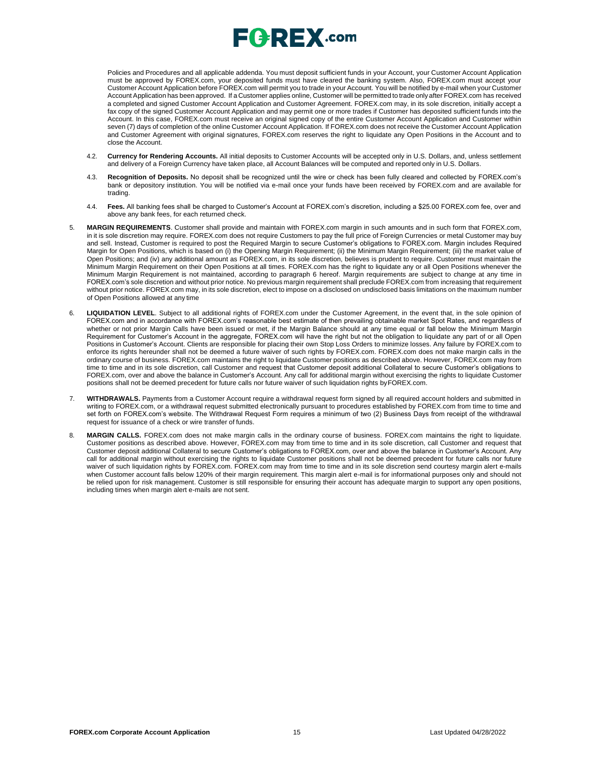Policies and Procedures and all applicable addenda. You must deposit sufficient funds in your Account, your Customer Account Application must be approved by FOREX.com, your deposited funds must have cleared the banking system. Also, FOREX.com must accept your Customer Account Application before FOREX.com will permit you to trade in your Account. You will be notified by e-mail when your Customer Account Application has been approved. If a Customer applies online, Customer will be permitted to trade only after FOREX.com has received a completed and signed Customer Account Application and Customer Agreement. FOREX.com may, in its sole discretion, initially accept a fax copy of the signed Customer Account Application and may permit one or more trades if Customer has deposited sufficient funds into the Account. In this case, FOREX.com must receive an original signed copy of the entire Customer Account Application and Customer within seven (7) days of completion of the online Customer Account Application. If FOREX.com does not receive the Customer Account Application and Customer Agreement with original signatures, FOREX.com reserves the right to liquidate any Open Positions in the Account and to close the Account.

4.2. **Currency for Rendering Accounts.** All initial deposits to Customer Accounts will be accepted only in U.S. Dollars, and, unless settlement and delivery of a Foreign Currency have taken place, all Account Balances will be computed and reported only in U.S. Dollars.

4.3. **Recognition of Deposits.** No deposit shall be recognized until the wire or check has been fully cleared and collected by FOREX.com's bank or depository institution. You will be notified via e-mail once your funds have been received by FOREX.com and are available for trading.

4.4. **Fees.** All banking fees shall be charged to Customer's Account at FOREX.com's discretion, including a $25.00 FOREX.com fee, over and above any bank fees, for each returned check.

5. **MARGIN REQUIREMENTS**. Customer shall provide and maintain with FOREX.com margin in such amounts and in such form that FOREX.com, in it is sole discretion may require. FOREX.com does not require Customers to pay the full price of Foreign Currencies or metal Customer may buy and sell. Instead, Customer is required to post the Required Margin to secure Customer's obligations to FOREX.com. Margin includes Required Margin for Open Positions, which is based on (i) the Opening Margin Requirement; (ii) the Minimum Margin Requirement; (iii) the market value of Open Positions; and (iv) any additional amount as FOREX.com, in its sole discretion, believes is prudent to require. Customer must maintain the Minimum Margin Requirement on their Open Positions at all times. FOREX.com has the right to liquidate any or all Open Positions whenever the Minimum Margin Requirement is not maintained, according to paragraph 6 hereof. Margin requirements are subject to change at any time in FOREX.com's sole discretion and without prior notice. No previous margin requirement shall preclude FOREX.com from increasing that requirement without prior notice. FOREX.com may, in its sole discretion, elect to impose on a disclosed on undisclosed basis limitations on the maximum number of Open Positions allowed at any time

6. **LIQUIDATION LEVEL**. Subject to all additional rights of FOREX.com under the Customer Agreement, in the event that, in the sole opinion of FOREX.com and in accordance with FOREX.com's reasonable best estimate of then prevailing obtainable market Spot Rates, and regardless of whether or not prior Margin Calls have been issued or met, if the Margin Balance should at any time equal or fall below the Minimum Margin Requirement for Customer's Account in the aggregate, FOREX.com will have the right but not the obligation to liquidate any part of or all Open Positions in Customer's Account. Clients are responsible for placing their own Stop Loss Orders to minimize losses. Any failure by FOREX.com to enforce its rights hereunder shall not be deemed a future waiver of such rights by FOREX.com. FOREX.com does not make margin calls in the ordinary course of business. FOREX.com maintains the right to liquidate Customer positions as described above. However, FOREX.com may from time to time and in its sole discretion, call Customer and request that Customer deposit additional Collateral to secure Customer's obligations to FOREX.com, over and above the balance in Customer's Account. Any call for additional margin without exercising the rights to liquidate Customer positions shall not be deemed precedent for future calls nor future waiver of such liquidation rights byFOREX.com.

7. **WITHDRAWALS.** Payments from a Customer Account require a withdrawal request form signed by all required account holders and submitted in writing to FOREX.com, or a withdrawal request submitted electronically pursuant to procedures established by FOREX.com from time to time and set forth on FOREX.com's website. The Withdrawal Request Form requires a minimum of two (2) Business Days from receipt of the withdrawal request for issuance of a check or wire transfer of funds.

8. **MARGIN CALLS.** FOREX.com does not make margin calls in the ordinary course of business. FOREX.com maintains the right to liquidate. Customer positions as described above. However, FOREX.com may from time to time and in its sole discretion, call Customer and request that Customer deposit additional Collateral to secure Customer's obligations to FOREX.com, over and above the balance in Customer's Account. Any call for additional margin without exercising the rights to liquidate Customer positions shall not be deemed precedent for future calls nor future waiver of such liquidation rights by FOREX.com. FOREX.com may from time to time and in its sole discretion send courtesy margin alert e-mails when Customer account falls below 120% of their margin requirement. This margin alert e-mail is for informational purposes only and should not be relied upon for risk management. Customer is still responsible for ensuring their account has adequate margin to support any open positions, including times when margin alert e-mails are not sent.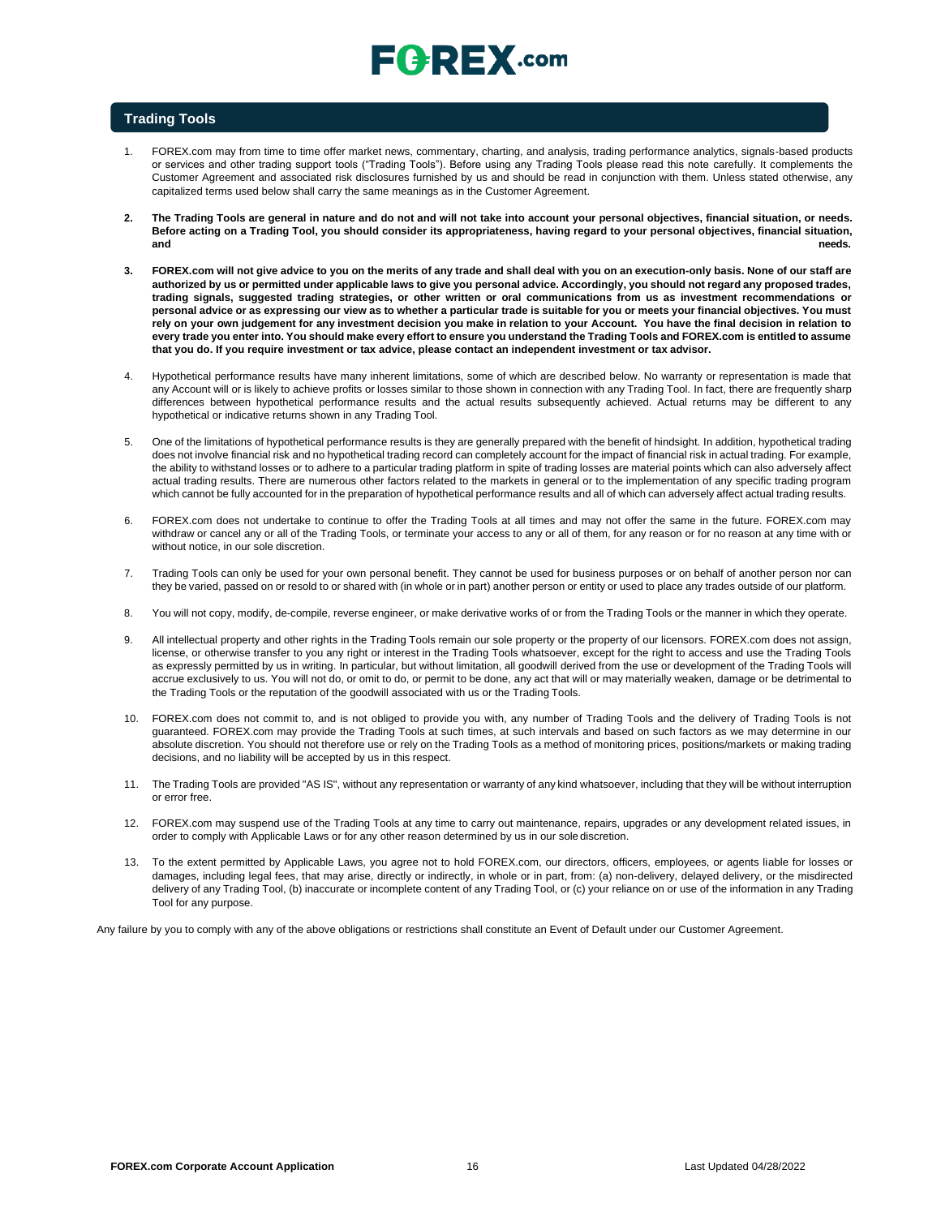## Trading Tools

1. FOREX.com may from time to time offer market news, commentary, charting, and analysis, trading performance analytics, signals-based products or services and other trading support tools ("Trading Tools"). Before using any Trading Tools please read this note carefully. It complements the Customer Agreement and associated risk disclosures furnished by us and should be read in conjunction with them. Unless stated otherwise, any capitalized terms used below shall carry the same meanings as in the Customer Agreement.

2. **The Trading Tools are general in nature and do not and will not take into account your personal objectives, financial situation, or needs. Before acting on a Trading Tool, you should consider its appropriateness, having regard to your personal objectives, financial situation, and needs.**

3. **FOREX.com will not give advice to you on the merits of any trade and shall deal with you on an execution-only basis. None of our staff are authorized by us or permitted under applicable laws to give you personal advice. Accordingly, you should not regard any proposed trades, trading signals, suggested trading strategies, or other written or oral communications from us as investment recommendations or personal advice or as expressing our view as to whether a particular trade is suitable for you or meets your financial objectives. You must rely on your own judgement for any investment decision you make in relation to your Account. You have the final decision in relation to every trade you enter into. You should make every effort to ensure you understand the Trading Tools and FOREX.com is entitled to assume that you do. If you require investment or tax advice, please contact an independent investment or tax advisor.**

4. Hypothetical performance results have many inherent limitations, some of which are described below. No warranty or representation is made that any Account will or is likely to achieve profits or losses similar to those shown in connection with any Trading Tool. In fact, there are frequently sharp differences between hypothetical performance results and the actual results subsequently achieved. Actual returns may be different to any hypothetical or indicative returns shown in any Trading Tool.

5. One of the limitations of hypothetical performance results is they are generally prepared with the benefit of hindsight. In addition, hypothetical trading does not involve financial risk and no hypothetical trading record can completely account for the impact of financial risk in actual trading. For example, the ability to withstand losses or to adhere to a particular trading platform in spite of trading losses are material points which can also adversely affect actual trading results. There are numerous other factors related to the markets in general or to the implementation of any specific trading program which cannot be fully accounted for in the preparation of hypothetical performance results and all of which can adversely affect actual trading results.

6. FOREX.com does not undertake to continue to offer the Trading Tools at all times and may not offer the same in the future. FOREX.com may withdraw or cancel any or all of the Trading Tools, or terminate your access to any or all of them, for any reason or for no reason at any time with or without notice, in our sole discretion.

7. Trading Tools can only be used for your own personal benefit. They cannot be used for business purposes or on behalf of another person nor can they be varied, passed on or resold to or shared with (in whole or in part) another person or entity or used to place any trades outside of our platform.

8. You will not copy, modify, de-compile, reverse engineer, or make derivative works of or from the Trading Tools or the manner in which they operate.

9. All intellectual property and other rights in the Trading Tools remain our sole property or the property of our licensors. FOREX.com does not assign, license, or otherwise transfer to you any right or interest in the Trading Tools whatsoever, except for the right to access and use the Trading Tools as expressly permitted by us in writing. In particular, but without limitation, all goodwill derived from the use or development of the Trading Tools will accrue exclusively to us. You will not do, or omit to do, or permit to be done, any act that will or may materially weaken, damage or be detrimental to the Trading Tools or the reputation of the goodwill associated with us or the Trading Tools.

10. FOREX.com does not commit to, and is not obliged to provide you with, any number of Trading Tools and the delivery of Trading Tools is not guaranteed. FOREX.com may provide the Trading Tools at such times, at such intervals and based on such factors as we may determine in our absolute discretion. You should not therefore use or rely on the Trading Tools as a method of monitoring prices, positions/markets or making trading decisions, and no liability will be accepted by us in this respect.

11. The Trading Tools are provided "AS IS", without any representation or warranty of any kind whatsoever, including that they will be without interruption or error free.

12. FOREX.com may suspend use of the Trading Tools at any time to carry out maintenance, repairs, upgrades or any development related issues, in order to comply with Applicable Laws or for any other reason determined by us in our sole discretion.

13. To the extent permitted by Applicable Laws, you agree not to hold FOREX.com, our directors, officers, employees, or agents liable for losses or damages, including legal fees, that may arise, directly or indirectly, in whole or in part, from: (a) non-delivery, delayed delivery, or the misdirected delivery of any Trading Tool, (b) inaccurate or incomplete content of any Trading Tool, or (c) your reliance on or use of the information in any Trading Tool for any purpose.

Any failure by you to comply with any of the above obligations or restrictions shall constitute an Event of Default under our Customer Agreement.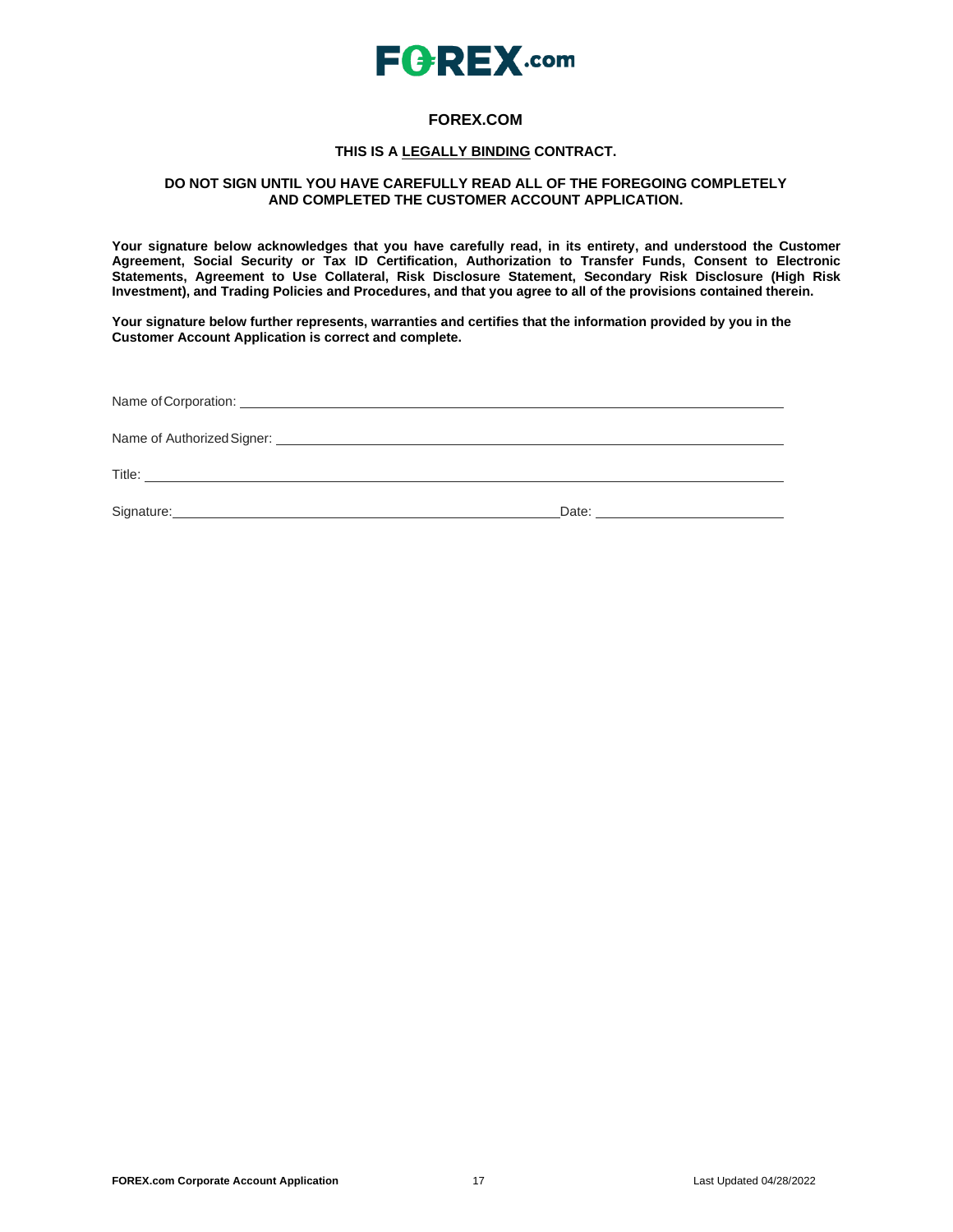# FOREX.COM

**THIS IS A LEGALLY BINDING CONTRACT.**

**DO NOT SIGN UNTIL YOU HAVE CAREFULLY READ ALL OF THE FOREGOING COMPLETELY AND COMPLETED THE CUSTOMER ACCOUNT APPLICATION.**

**Your signature below acknowledges that you have carefully read, in its entirety, and understood the Customer Agreement, Social Security or Tax ID Certification, Authorization to Transfer Funds, Consent to Electronic Statements, Agreement to Use Collateral, Risk Disclosure Statement, Secondary Risk Disclosure (High Risk Investment), and Trading Policies and Procedures, and that you agree to all of the provisions contained therein.**

**Your signature below further represents, warranties and certifies that the information provided by you in the Customer Account Application is correct and complete.**

Name of Corporation: ___________________________________________

Name of Authorized Signer: ___________________________________________

Title: ___________________________________________

Signature: ______________________________ Date: ____________________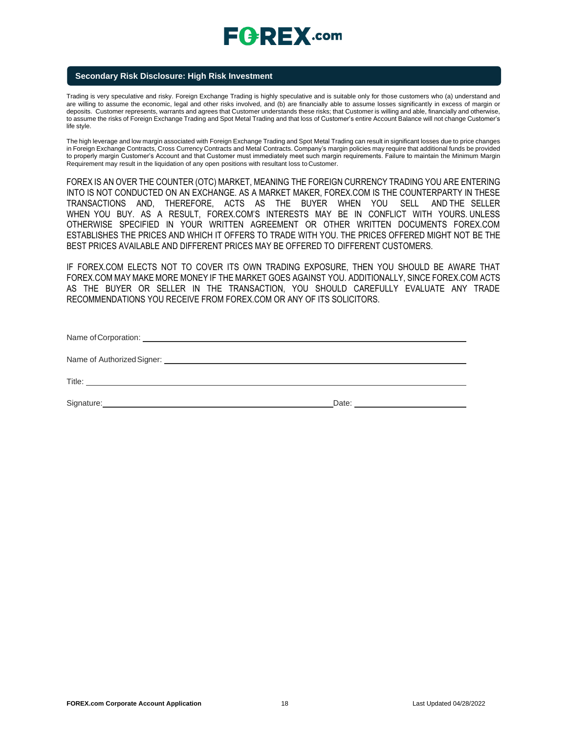## Secondary Risk Disclosure: High Risk Investment

Trading is very speculative and risky. Foreign Exchange Trading is highly speculative and is suitable only for those customers who (a) understand and are willing to assume the economic, legal and other risks involved, and (b) are financially able to assume losses significantly in excess of margin or deposits. Customer represents, warrants and agrees that Customer understands these risks; that Customer is willing and able, financially and otherwise, to assume the risks of Foreign Exchange Trading and Spot Metal Trading and that loss of Customer's entire Account Balance will not change Customer's life style.

The high leverage and low margin associated with Foreign Exchange Trading and Spot Metal Trading can result in significant losses due to price changes in Foreign Exchange Contracts, Cross Currency Contracts and Metal Contracts. Company's margin policies may require that additional funds be provided to properly margin Customer's Account and that Customer must immediately meet such margin requirements. Failure to maintain the Minimum Margin Requirement may result in the liquidation of any open positions with resultant loss to Customer.

FOREX IS AN OVER THE COUNTER (OTC) MARKET, MEANING THE FOREIGN CURRENCY TRADING YOU ARE ENTERING INTO IS NOT CONDUCTED ON AN EXCHANGE. AS A MARKET MAKER, FOREX.COM IS THE COUNTERPARTY IN THESE TRANSACTIONS AND, THEREFORE, ACTS AS THE BUYER WHEN YOU SELL AND THE SELLER WHEN YOU BUY. AS A RESULT, FOREX.COM'S INTERESTS MAY BE IN CONFLICT WITH YOURS. UNLESS OTHERWISE SPECIFIED IN YOUR WRITTEN AGREEMENT OR OTHER WRITTEN DOCUMENTS FOREX.COM ESTABLISHES THE PRICES AND WHICH IT OFFERS TO TRADE WITH YOU. THE PRICES OFFERED MIGHT NOT BE THE BEST PRICES AVAILABLE AND DIFFERENT PRICES MAY BE OFFERED TO DIFFERENT CUSTOMERS.

IF FOREX.COM ELECTS NOT TO COVER ITS OWN TRADING EXPOSURE, THEN YOU SHOULD BE AWARE THAT FOREX.COM MAY MAKE MORE MONEY IF THE MARKET GOES AGAINST YOU. ADDITIONALLY, SINCE FOREX.COM ACTS AS THE BUYER OR SELLER IN THE TRANSACTION, YOU SHOULD CAREFULLY EVALUATE ANY TRADE RECOMMENDATIONS YOU RECEIVE FROM FOREX.COM OR ANY OF ITS SOLICITORS.

Name of Corporation: ______________________________

Name of Authorized Signer: ______________________________

Title: ______________________________

Signature: ______________________________ Date: ______________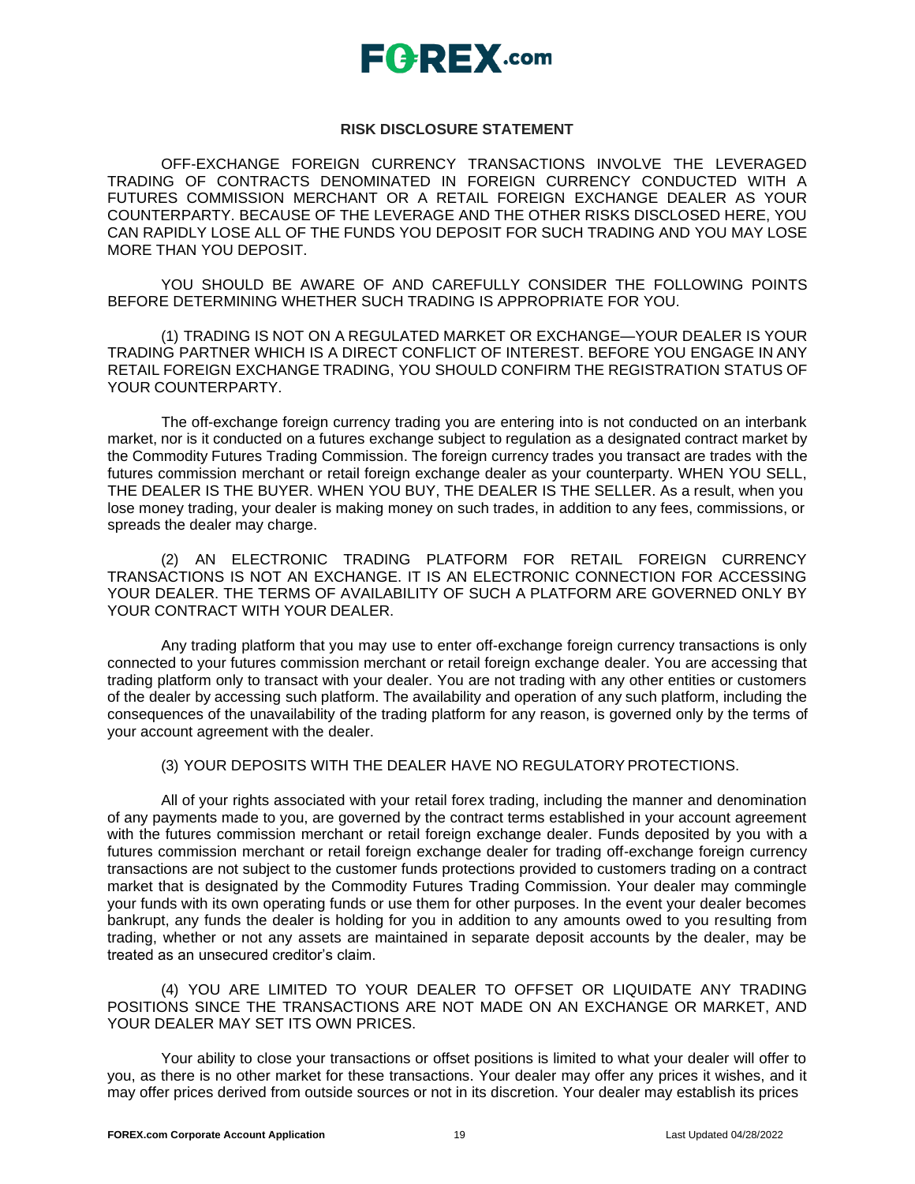## RISK DISCLOSURE STATEMENT

OFF-EXCHANGE FOREIGN CURRENCY TRANSACTIONS INVOLVE THE LEVERAGED TRADING OF CONTRACTS DENOMINATED IN FOREIGN CURRENCY CONDUCTED WITH A FUTURES COMMISSION MERCHANT OR A RETAIL FOREIGN EXCHANGE DEALER AS YOUR COUNTERPARTY. BECAUSE OF THE LEVERAGE AND THE OTHER RISKS DISCLOSED HERE, YOU CAN RAPIDLY LOSE ALL OF THE FUNDS YOU DEPOSIT FOR SUCH TRADING AND YOU MAY LOSE MORE THAN YOU DEPOSIT.

YOU SHOULD BE AWARE OF AND CAREFULLY CONSIDER THE FOLLOWING POINTS BEFORE DETERMINING WHETHER SUCH TRADING IS APPROPRIATE FOR YOU.

(1) TRADING IS NOT ON A REGULATED MARKET OR EXCHANGE—YOUR DEALER IS YOUR TRADING PARTNER WHICH IS A DIRECT CONFLICT OF INTEREST. BEFORE YOU ENGAGE IN ANY RETAIL FOREIGN EXCHANGE TRADING, YOU SHOULD CONFIRM THE REGISTRATION STATUS OF YOUR COUNTERPARTY.

The off-exchange foreign currency trading you are entering into is not conducted on an interbank market, nor is it conducted on a futures exchange subject to regulation as a designated contract market by the Commodity Futures Trading Commission. The foreign currency trades you transact are trades with the futures commission merchant or retail foreign exchange dealer as your counterparty. WHEN YOU SELL, THE DEALER IS THE BUYER. WHEN YOU BUY, THE DEALER IS THE SELLER. As a result, when you lose money trading, your dealer is making money on such trades, in addition to any fees, commissions, or spreads the dealer may charge.

(2) AN ELECTRONIC TRADING PLATFORM FOR RETAIL FOREIGN CURRENCY TRANSACTIONS IS NOT AN EXCHANGE. IT IS AN ELECTRONIC CONNECTION FOR ACCESSING YOUR DEALER. THE TERMS OF AVAILABILITY OF SUCH A PLATFORM ARE GOVERNED ONLY BY YOUR CONTRACT WITH YOUR DEALER.

Any trading platform that you may use to enter off-exchange foreign currency transactions is only connected to your futures commission merchant or retail foreign exchange dealer. You are accessing that trading platform only to transact with your dealer. You are not trading with any other entities or customers of the dealer by accessing such platform. The availability and operation of any such platform, including the consequences of the unavailability of the trading platform for any reason, is governed only by the terms of your account agreement with the dealer.

(3) YOUR DEPOSITS WITH THE DEALER HAVE NO REGULATORY PROTECTIONS.

All of your rights associated with your retail forex trading, including the manner and denomination of any payments made to you, are governed by the contract terms established in your account agreement with the futures commission merchant or retail foreign exchange dealer. Funds deposited by you with a futures commission merchant or retail foreign exchange dealer for trading off-exchange foreign currency transactions are not subject to the customer funds protections provided to customers trading on a contract market that is designated by the Commodity Futures Trading Commission. Your dealer may commingle your funds with its own operating funds or use them for other purposes. In the event your dealer becomes bankrupt, any funds the dealer is holding for you in addition to any amounts owed to you resulting from trading, whether or not any assets are maintained in separate deposit accounts by the dealer, may be treated as an unsecured creditor's claim.

(4) YOU ARE LIMITED TO YOUR DEALER TO OFFSET OR LIQUIDATE ANY TRADING POSITIONS SINCE THE TRANSACTIONS ARE NOT MADE ON AN EXCHANGE OR MARKET, AND YOUR DEALER MAY SET ITS OWN PRICES.

Your ability to close your transactions or offset positions is limited to what your dealer will offer to you, as there is no other market for these transactions. Your dealer may offer any prices it wishes, and it may offer prices derived from outside sources or not in its discretion. Your dealer may establish its prices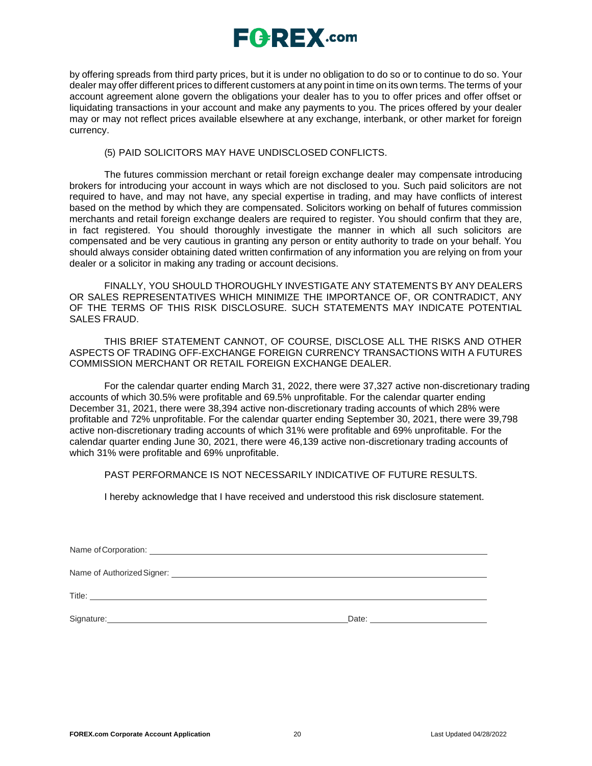by offering spreads from third party prices, but it is under no obligation to do so or to continue to do so. Your dealer may offer different prices to different customers at any point in time on its own terms. The terms of your account agreement alone govern the obligations your dealer has to you to offer prices and offer offset or liquidating transactions in your account and make any payments to you. The prices offered by your dealer may or may not reflect prices available elsewhere at any exchange, interbank, or other market for foreign currency.

(5) PAID SOLICITORS MAY HAVE UNDISCLOSED CONFLICTS.

The futures commission merchant or retail foreign exchange dealer may compensate introducing brokers for introducing your account in ways which are not disclosed to you. Such paid solicitors are not required to have, and may not have, any special expertise in trading, and may have conflicts of interest based on the method by which they are compensated. Solicitors working on behalf of futures commission merchants and retail foreign exchange dealers are required to register. You should confirm that they are, in fact registered. You should thoroughly investigate the manner in which all such solicitors are compensated and be very cautious in granting any person or entity authority to trade on your behalf. You should always consider obtaining dated written confirmation of any information you are relying on from your dealer or a solicitor in making any trading or account decisions.

FINALLY, YOU SHOULD THOROUGHLY INVESTIGATE ANY STATEMENTS BY ANY DEALERS OR SALES REPRESENTATIVES WHICH MINIMIZE THE IMPORTANCE OF, OR CONTRADICT, ANY OF THE TERMS OF THIS RISK DISCLOSURE. SUCH STATEMENTS MAY INDICATE POTENTIAL SALES FRAUD.

THIS BRIEF STATEMENT CANNOT, OF COURSE, DISCLOSE ALL THE RISKS AND OTHER ASPECTS OF TRADING OFF-EXCHANGE FOREIGN CURRENCY TRANSACTIONS WITH A FUTURES COMMISSION MERCHANT OR RETAIL FOREIGN EXCHANGE DEALER.

For the calendar quarter ending March 31, 2022, there were 37,327 active non-discretionary trading accounts of which 30.5% were profitable and 69.5% unprofitable. For the calendar quarter ending December 31, 2021, there were 38,394 active non-discretionary trading accounts of which 28% were profitable and 72% unprofitable. For the calendar quarter ending September 30, 2021, there were 39,798 active non-discretionary trading accounts of which 31% were profitable and 69% unprofitable. For the calendar quarter ending June 30, 2021, there were 46,139 active non-discretionary trading accounts of which 31% were profitable and 69% unprofitable.

PAST PERFORMANCE IS NOT NECESSARILY INDICATIVE OF FUTURE RESULTS.

I hereby acknowledge that I have received and understood this risk disclosure statement.

Name of Corporation: ____________________________________________

Name of Authorized Signer: ____________________________________________

Title: ____________________________________________

Signature: ______________________________ Date: ____________________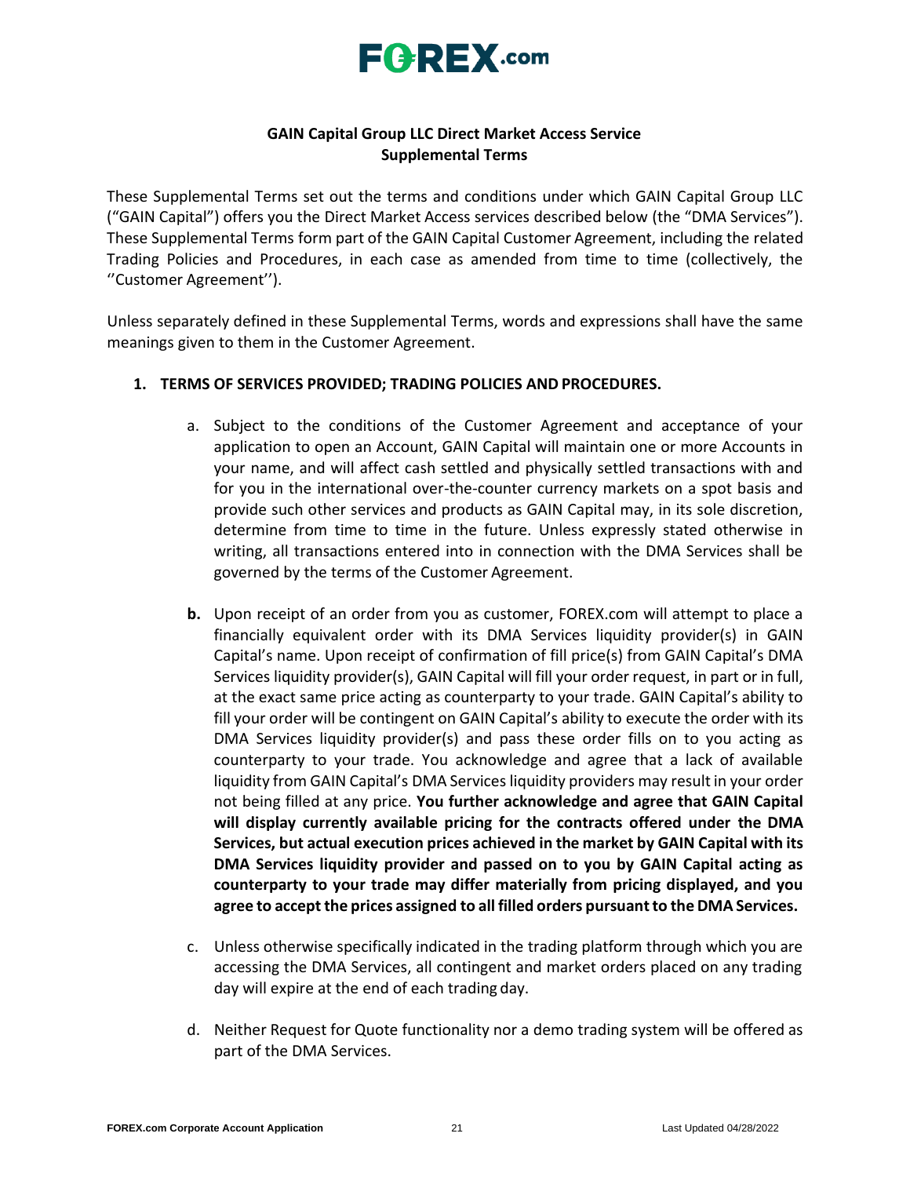# GAIN Capital Group LLC Direct Market Access Service Supplemental Terms

These Supplemental Terms set out the terms and conditions under which GAIN Capital Group LLC ("GAIN Capital") offers you the Direct Market Access services described below (the "DMA Services"). These Supplemental Terms form part of the GAIN Capital Customer Agreement, including the related Trading Policies and Procedures, in each case as amended from time to time (collectively, the ''Customer Agreement'').

Unless separately defined in these Supplemental Terms, words and expressions shall have the same meanings given to them in the Customer Agreement.

1. **TERMS OF SERVICES PROVIDED; TRADING POLICIES AND PROCEDURES.**

   a. Subject to the conditions of the Customer Agreement and acceptance of your application to open an Account, GAIN Capital will maintain one or more Accounts in your name, and will affect cash settled and physically settled transactions with and for you in the international over-the-counter currency markets on a spot basis and provide such other services and products as GAIN Capital may, in its sole discretion, determine from time to time in the future. Unless expressly stated otherwise in writing, all transactions entered into in connection with the DMA Services shall be governed by the terms of the Customer Agreement.

   **b.** Upon receipt of an order from you as customer, FOREX.com will attempt to place a financially equivalent order with its DMA Services liquidity provider(s) in GAIN Capital's name. Upon receipt of confirmation of fill price(s) from GAIN Capital's DMA Services liquidity provider(s), GAIN Capital will fill your order request, in part or in full, at the exact same price acting as counterparty to your trade. GAIN Capital's ability to fill your order will be contingent on GAIN Capital's ability to execute the order with its DMA Services liquidity provider(s) and pass these order fills on to you acting as counterparty to your trade. You acknowledge and agree that a lack of available liquidity from GAIN Capital's DMA Services liquidity providers may result in your order not being filled at any price. **You further acknowledge and agree that GAIN Capital will display currently available pricing for the contracts offered under the DMA Services, but actual execution prices achieved in the market by GAIN Capital with its DMA Services liquidity provider and passed on to you by GAIN Capital acting as counterparty to your trade may differ materially from pricing displayed, and you agree to accept the prices assigned to all filled orders pursuant to the DMA Services.**

   c. Unless otherwise specifically indicated in the trading platform through which you are accessing the DMA Services, all contingent and market orders placed on any trading day will expire at the end of each trading day.

   d. Neither Request for Quote functionality nor a demo trading system will be offered as part of the DMA Services.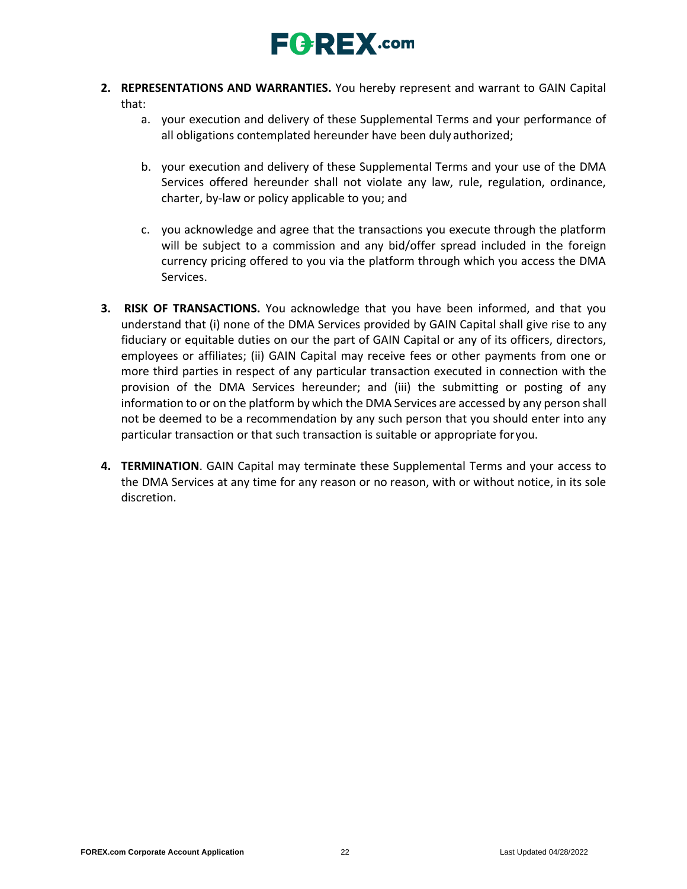2. **REPRESENTATIONS AND WARRANTIES.** You hereby represent and warrant to GAIN Capital that:
   a. your execution and delivery of these Supplemental Terms and your performance of all obligations contemplated hereunder have been duly authorized;

   b. your execution and delivery of these Supplemental Terms and your use of the DMA Services offered hereunder shall not violate any law, rule, regulation, ordinance, charter, by-law or policy applicable to you; and

   c. you acknowledge and agree that the transactions you execute through the platform will be subject to a commission and any bid/offer spread included in the foreign currency pricing offered to you via the platform through which you access the DMA Services.

3. **RISK OF TRANSACTIONS.** You acknowledge that you have been informed, and that you understand that (i) none of the DMA Services provided by GAIN Capital shall give rise to any fiduciary or equitable duties on our the part of GAIN Capital or any of its officers, directors, employees or affiliates; (ii) GAIN Capital may receive fees or other payments from one or more third parties in respect of any particular transaction executed in connection with the provision of the DMA Services hereunder; and (iii) the submitting or posting of any information to or on the platform by which the DMA Services are accessed by any person shall not be deemed to be a recommendation by any such person that you should enter into any particular transaction or that such transaction is suitable or appropriate foryou.

4. **TERMINATION**. GAIN Capital may terminate these Supplemental Terms and your access to the DMA Services at any time for any reason or no reason, with or without notice, in its sole discretion.